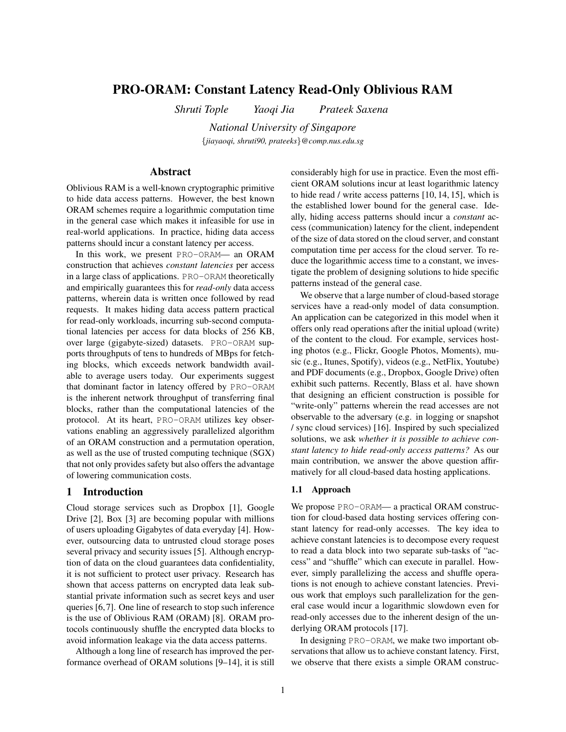# PRO-ORAM: Constant Latency Read-Only Oblivious RAM

*Shruti Tople*  *Yaoqi Jia*  *Prateek Saxena*

*National University of Singapore*

{*jiayaoqi, shruti90, prateeks*}*@comp.nus.edu.sg*

## Abstract

Oblivious RAM is a well-known cryptographic primitive to hide data access patterns. However, the best known ORAM schemes require a logarithmic computation time in the general case which makes it infeasible for use in real-world applications. In practice, hiding data access patterns should incur a constant latency per access.

In this work, we present PRO-ORAM— an ORAM construction that achieves *constant latencies* per access in a large class of applications. PRO-ORAM theoretically and empirically guarantees this for *read-only* data access patterns, wherein data is written once followed by read requests. It makes hiding data access pattern practical for read-only workloads, incurring sub-second computational latencies per access for data blocks of 256 KB, over large (gigabyte-sized) datasets. PRO-ORAM supports throughputs of tens to hundreds of MBps for fetching blocks, which exceeds network bandwidth available to average users today. Our experiments suggest that dominant factor in latency offered by PRO-ORAM is the inherent network throughput of transferring final blocks, rather than the computational latencies of the protocol. At its heart, PRO-ORAM utilizes key observations enabling an aggressively parallelized algorithm of an ORAM construction and a permutation operation, as well as the use of trusted computing technique (SGX) that not only provides safety but also offers the advantage of lowering communication costs.

## 1 Introduction

Cloud storage services such as Dropbox [1], Google Drive [2], Box [3] are becoming popular with millions of users uploading Gigabytes of data everyday [4]. However, outsourcing data to untrusted cloud storage poses several privacy and security issues [5]. Although encryption of data on the cloud guarantees data confidentiality, it is not sufficient to protect user privacy. Research has shown that access patterns on encrypted data leak substantial private information such as secret keys and user queries [6, 7]. One line of research to stop such inference is the use of Oblivious RAM (ORAM) [8]. ORAM protocols continuously shuffle the encrypted data blocks to avoid information leakage via the data access patterns.

Although a long line of research has improved the performance overhead of ORAM solutions [9–14], it is still considerably high for use in practice. Even the most efficient ORAM solutions incur at least logarithmic latency to hide read / write access patterns [10, 14, 15], which is the established lower bound for the general case. Ideally, hiding access patterns should incur a *constant* access (communication) latency for the client, independent of the size of data stored on the cloud server, and constant computation time per access for the cloud server. To reduce the logarithmic access time to a constant, we investigate the problem of designing solutions to hide specific patterns instead of the general case.

We observe that a large number of cloud-based storage services have a read-only model of data consumption. An application can be categorized in this model when it offers only read operations after the initial upload (write) of the content to the cloud. For example, services hosting photos (e.g., Flickr, Google Photos, Moments), music (e.g., Itunes, Spotify), videos (e.g., NetFlix, Youtube) and PDF documents (e.g., Dropbox, Google Drive) often exhibit such patterns. Recently, Blass et al. have shown that designing an efficient construction is possible for "write-only" patterns wherein the read accesses are not observable to the adversary (e.g. in logging or snapshot / sync cloud services) [16]. Inspired by such specialized solutions, we ask *whether it is possible to achieve constant latency to hide read-only access patterns?* As our main contribution, we answer the above question affirmatively for all cloud-based data hosting applications.

### 1.1 Approach

We propose PRO-ORAM— a practical ORAM construction for cloud-based data hosting services offering constant latency for read-only accesses. The key idea to achieve constant latencies is to decompose every request to read a data block into two separate sub-tasks of "access" and "shuffle" which can execute in parallel. However, simply parallelizing the access and shuffle operations is not enough to achieve constant latencies. Previous work that employs such parallelization for the general case would incur a logarithmic slowdown even for read-only accesses due to the inherent design of the underlying ORAM protocols [17].

In designing PRO-ORAM, we make two important observations that allow us to achieve constant latency. First, we observe that there exists a simple ORAM construc-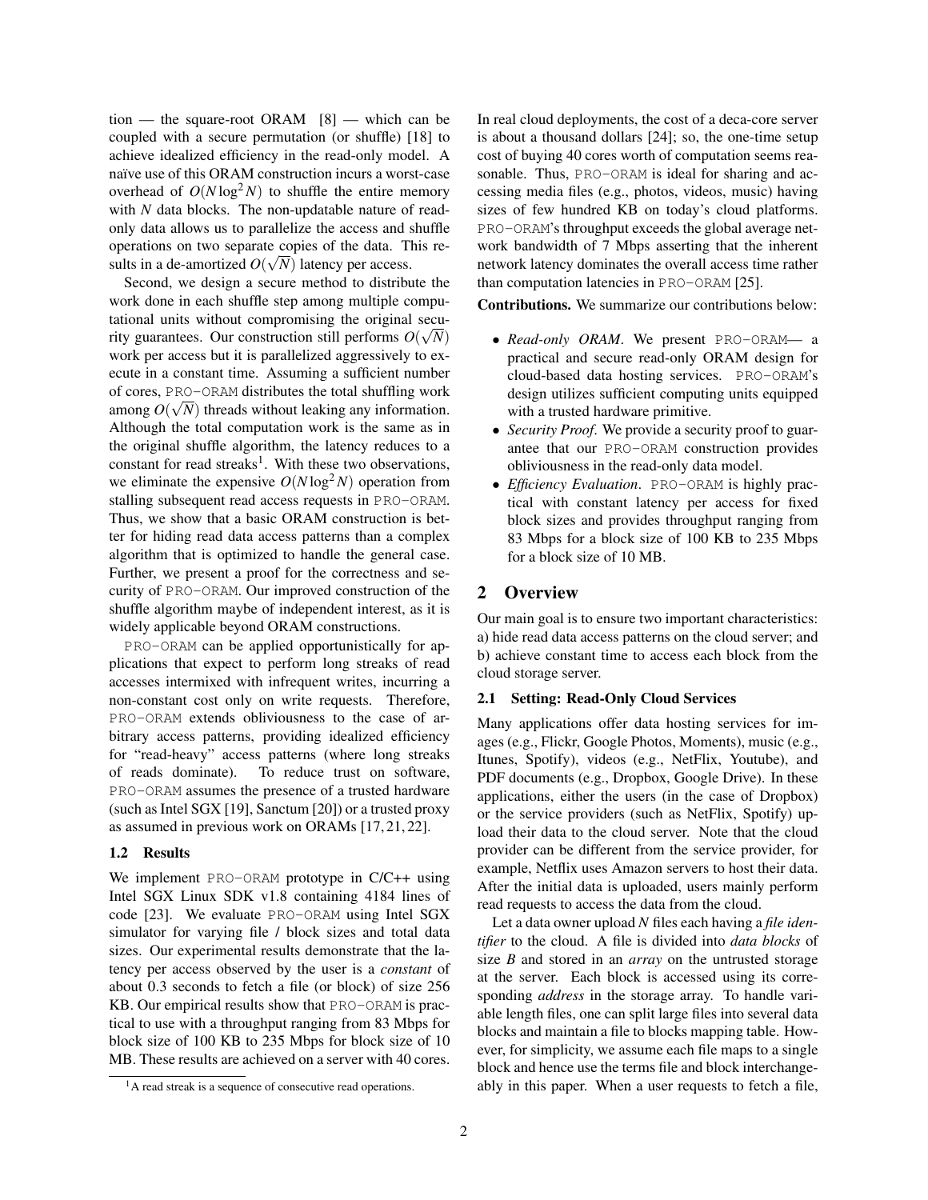tion — the square-root ORAM [8] — which can be coupled with a secure permutation (or shuffle) [18] to achieve idealized efficiency in the read-only model. A naïve use of this ORAM construction incurs a worst-case overhead of $O(N \log^2 N)$ to shuffle the entire memory with $N$ data blocks. The non-updatable nature of read-only data allows us to parallelize the access and shuffle operations on two separate copies of the data. This results in a de-amortized $O(\sqrt{N})$ latency per access.

Second, we design a secure method to distribute the work done in each shuffle step among multiple computational units without compromising the original security guarantees. Our construction still performs $O(\sqrt{N})$ work per access but it is parallelized aggressively to execute in a constant time. Assuming a sufficient number of cores, PRO-ORAM distributes the total shuffling work among $O(\sqrt{N})$ threads without leaking any information. Although the total computation work is the same as in the original shuffle algorithm, the latency reduces to a constant for read streaks[1]. With these two observations, we eliminate the expensive $O(N \log^2 N)$ operation from stalling subsequent read access requests in PRO-ORAM. Thus, we show that a basic ORAM construction is better for hiding read data access patterns than a complex algorithm that is optimized to handle the general case. Further, we present a proof for the correctness and security of PRO-ORAM. Our improved construction of the shuffle algorithm maybe of independent interest, as it is widely applicable beyond ORAM constructions.

PRO-ORAM can be applied opportunistically for applications that expect to perform long streaks of read accesses intermixed with infrequent writes, incurring a non-constant cost only on write requests. Therefore, PRO-ORAM extends obliviousness to the case of arbitrary access patterns, providing idealized efficiency for "read-heavy" access patterns (where long streaks of reads dominate). To reduce trust on software, PRO-ORAM assumes the presence of a trusted hardware (such as Intel SGX [19], Sanctum [20]) or a trusted proxy as assumed in previous work on ORAMs [17, 21, 22].

### 1.2 Results

We implement PRO-ORAM prototype in C/C++ using Intel SGX Linux SDK v1.8 containing 4184 lines of code [23]. We evaluate PRO-ORAM using Intel SGX simulator for varying file / block sizes and total data sizes. Our experimental results demonstrate that the latency per access observed by the user is a *constant* of about 0.3 seconds to fetch a file (or block) of size 256 KB. Our empirical results show that PRO-ORAM is practical to use with a throughput ranging from 83 Mbps for block size of 100 KB to 235 Mbps for block size of 10 MB. These results are achieved on a server with 40 cores. In real cloud deployments, the cost of a deca-core server is about a thousand dollars [24]; so, the one-time setup cost of buying 40 cores worth of computation seems reasonable. Thus, PRO-ORAM is ideal for sharing and accessing media files (e.g., photos, videos, music) having sizes of few hundred KB on today's cloud platforms. PRO-ORAM's throughput exceeds the global average network bandwidth of 7 Mbps asserting that the inherent network latency dominates the overall access time rather than computation latencies in PRO-ORAM [25].

**Contributions.** We summarize our contributions below:

- *Read-only ORAM*. We present PRO-ORAM— a practical and secure read-only ORAM design for cloud-based data hosting services. PRO-ORAM's design utilizes sufficient computing units equipped with a trusted hardware primitive.
- *Security Proof*. We provide a security proof to guarantee that our PRO-ORAM construction provides obliviousness in the read-only data model.
- *Efficiency Evaluation*. PRO-ORAM is highly practical with constant latency per access for fixed block sizes and provides throughput ranging from 83 Mbps for a block size of 100 KB to 235 Mbps for a block size of 10 MB.

## 2 Overview

Our main goal is to ensure two important characteristics: a) hide read data access patterns on the cloud server; and b) achieve constant time to access each block from the cloud storage server.

### 2.1 Setting: Read-Only Cloud Services

Many applications offer data hosting services for images (e.g., Flickr, Google Photos, Moments), music (e.g., Itunes, Spotify), videos (e.g., NetFlix, Youtube), and PDF documents (e.g., Dropbox, Google Drive). In these applications, either the users (in the case of Dropbox) or the service providers (such as NetFlix, Spotify) upload their data to the cloud server. Note that the cloud provider can be different from the service provider, for example, Netflix uses Amazon servers to host their data. After the initial data is uploaded, users mainly perform read requests to access the data from the cloud.

Let a data owner upload $N$ files each having a *file identifier* to the cloud. A file is divided into *data blocks* of size $B$ and stored in an *array* on the untrusted storage at the server. Each block is accessed using its corresponding *address* in the storage array. To handle variable length files, one can split large files into several data blocks and maintain a file to blocks mapping table. However, for simplicity, we assume each file maps to a single block and hence use the terms file and block interchangeably in this paper. When a user requests to fetch a file,

[1] A read streak is a sequence of consecutive read operations.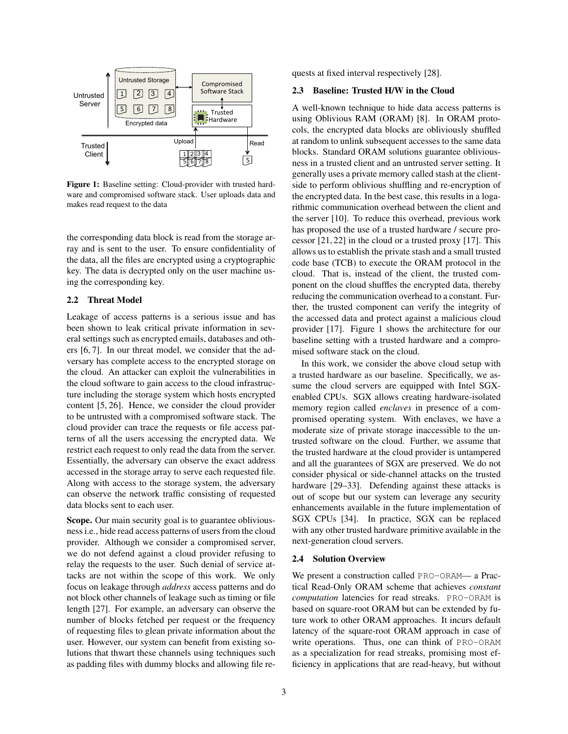**Figure 1:** Baseline setting: Cloud-provider with trusted hardware and compromised software stack. User uploads data and makes read request to the data

the corresponding data block is read from the storage array and is sent to the user. To ensure confidentiality of the data, all the files are encrypted using a cryptographic key. The data is decrypted only on the user machine using the corresponding key.

### 2.2 Threat Model

Leakage of access patterns is a serious issue and has been shown to leak critical private information in several settings such as encrypted emails, databases and others [6, 7]. In our threat model, we consider that the adversary has complete access to the encrypted storage on the cloud. An attacker can exploit the vulnerabilities in the cloud software to gain access to the cloud infrastructure including the storage system which hosts encrypted content [5, 26]. Hence, we consider the cloud provider to be untrusted with a compromised software stack. The cloud provider can trace the requests or file access patterns of all the users accessing the encrypted data. We restrict each request to only read the data from the server. Essentially, the adversary can observe the exact address accessed in the storage array to serve each requested file. Along with access to the storage system, the adversary can observe the network traffic consisting of requested data blocks sent to each user.

**Scope.** Our main security goal is to guarantee obliviousness i.e., hide read access patterns of users from the cloud provider. Although we consider a compromised server, we do not defend against a cloud provider refusing to relay the requests to the user. Such denial of service attacks are not within the scope of this work. We only focus on leakage through *address* access patterns and do not block other channels of leakage such as timing or file length [27]. For example, an adversary can observe the number of blocks fetched per request or the frequency of requesting files to glean private information about the user. However, our system can benefit from existing solutions that thwart these channels using techniques such as padding files with dummy blocks and allowing file requests at fixed interval respectively [28].

### 2.3 Baseline: Trusted H/W in the Cloud

A well-known technique to hide data access patterns is using Oblivious RAM (ORAM) [8]. In ORAM protocols, the encrypted data blocks are obliviously shuffled at random to unlink subsequent accesses to the same data blocks. Standard ORAM solutions guarantee obliviousness in a trusted client and an untrusted server setting. It generally uses a private memory called stash at the client-side to perform oblivious shuffling and re-encryption of the encrypted data. In the best case, this results in a logarithmic communication overhead between the client and the server [10]. To reduce this overhead, previous work has proposed the use of a trusted hardware / secure processor [21, 22] in the cloud or a trusted proxy [17]. This allows us to establish the private stash and a small trusted code base (TCB) to execute the ORAM protocol in the cloud. That is, instead of the client, the trusted component on the cloud shuffles the encrypted data, thereby reducing the communication overhead to a constant. Further, the trusted component can verify the integrity of the accessed data and protect against a malicious cloud provider [17]. Figure 1 shows the architecture for our baseline setting with a trusted hardware and a compromised software stack on the cloud.

In this work, we consider the above cloud setup with a trusted hardware as our baseline. Specifically, we assume the cloud servers are equipped with Intel SGX-enabled CPUs. SGX allows creating hardware-isolated memory region called *enclaves* in presence of a compromised operating system. With enclaves, we have a moderate size of private storage inaccessible to the untrusted software on the cloud. Further, we assume that the trusted hardware at the cloud provider is untampered and all the guarantees of SGX are preserved. We do not consider physical or side-channel attacks on the trusted hardware [29–33]. Defending against these attacks is out of scope but our system can leverage any security enhancements available in the future implementation of SGX CPUs [34]. In practice, SGX can be replaced with any other trusted hardware primitive available in the next-generation cloud servers.

### 2.4 Solution Overview

We present a construction called PRO-ORAM— a Practical Read-Only ORAM scheme that achieves *constant computation* latencies for read streaks. PRO-ORAM is based on square-root ORAM but can be extended by future work to other ORAM approaches. It incurs default latency of the square-root ORAM approach in case of write operations. Thus, one can think of PRO-ORAM as a specialization for read streaks, promising most efficiency in applications that are read-heavy, but without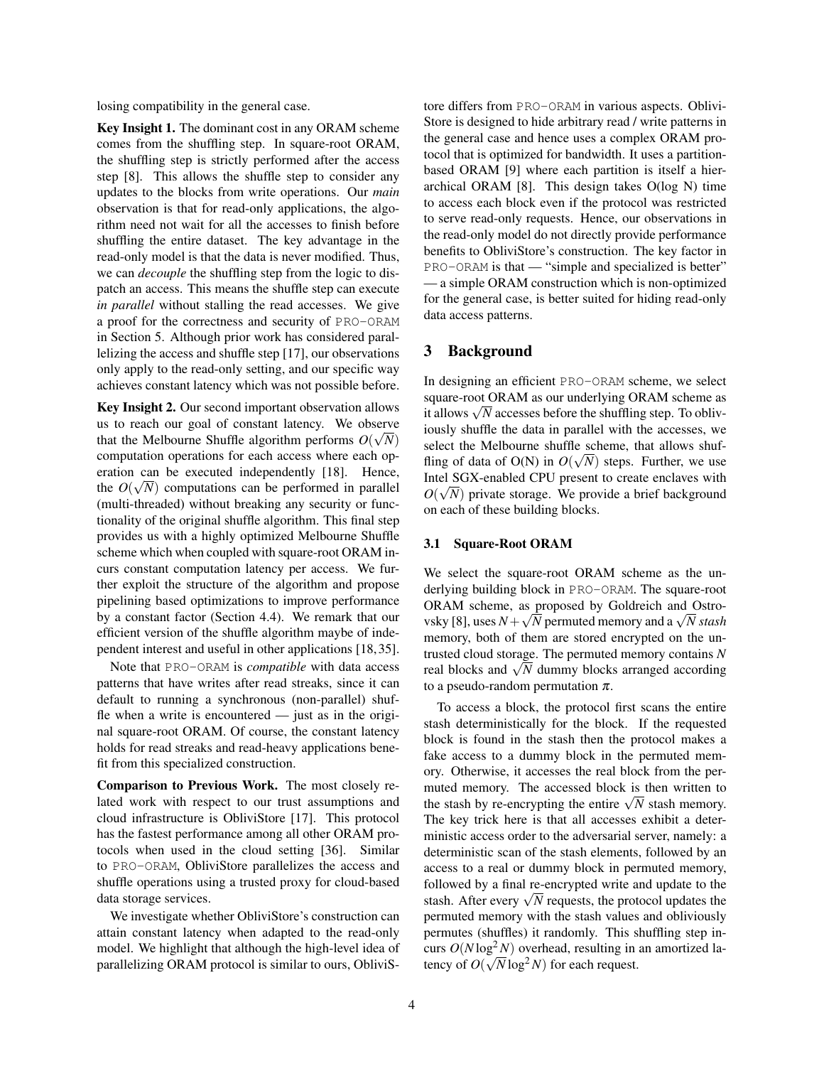losing compatibility in the general case.

**Key Insight 1.** The dominant cost in any ORAM scheme comes from the shuffling step. In square-root ORAM, the shuffling step is strictly performed after the access step [8]. This allows the shuffle step to consider any updates to the blocks from write operations. Our *main* observation is that for read-only applications, the algorithm need not wait for all the accesses to finish before shuffling the entire dataset. The key advantage in the read-only model is that the data is never modified. Thus, we can *decouple* the shuffling step from the logic to dispatch an access. This means the shuffle step can execute *in parallel* without stalling the read accesses. We give a proof for the correctness and security of PRO-ORAM in Section 5. Although prior work has considered parallelizing the access and shuffle step [17], our observations only apply to the read-only setting, and our specific way achieves constant latency which was not possible before.

**Key Insight 2.** Our second important observation allows us to reach our goal of constant latency. We observe that the Melbourne Shuffle algorithm performs $O(\sqrt{N})$ computation operations for each access where each operation can be executed independently [18]. Hence, the $O(\sqrt{N})$ computations can be performed in parallel (multi-threaded) without breaking any security or functionality of the original shuffle algorithm. This final step provides us with a highly optimized Melbourne Shuffle scheme which when coupled with square-root ORAM incurs constant computation latency per access. We further exploit the structure of the algorithm and propose pipelining based optimizations to improve performance by a constant factor (Section 4.4). We remark that our efficient version of the shuffle algorithm maybe of independent interest and useful in other applications [18,35].

Note that PRO-ORAM is *compatible* with data access patterns that have writes after read streaks, since it can default to running a synchronous (non-parallel) shuffle when a write is encountered — just as in the original square-root ORAM. Of course, the constant latency holds for read streaks and read-heavy applications benefit from this specialized construction.

**Comparison to Previous Work.** The most closely related work with respect to our trust assumptions and cloud infrastructure is ObliviStore [17]. This protocol has the fastest performance among all other ORAM protocols when used in the cloud setting [36]. Similar to PRO-ORAM, ObliviStore parallelizes the access and shuffle operations using a trusted proxy for cloud-based data storage services.

We investigate whether ObliviStore's construction can attain constant latency when adapted to the read-only model. We highlight that although the high-level idea of parallelizing ORAM protocol is similar to ours, ObliviStore differs from PRO-ORAM in various aspects. ObliviStore is designed to hide arbitrary read / write patterns in the general case and hence uses a complex ORAM protocol that is optimized for bandwidth. It uses a partition-based ORAM [9] where each partition is itself a hierarchical ORAM [8]. This design takes O(log N) time to access each block even if the protocol was restricted to serve read-only requests. Hence, our observations in the read-only model do not directly provide performance benefits to ObliviStore's construction. The key factor in PRO-ORAM is that — "simple and specialized is better" — a simple ORAM construction which is non-optimized for the general case, is better suited for hiding read-only data access patterns.

## 3 Background

In designing an efficient PRO-ORAM scheme, we select square-root ORAM as our underlying ORAM scheme as it allows $\sqrt{N}$ accesses before the shuffling step. To obliviously shuffle the data in parallel with the accesses, we select the Melbourne shuffle scheme, that allows shuffling of data of O(N) in $O(\sqrt{N})$ steps. Further, we use Intel SGX-enabled CPU present to create enclaves with $O(\sqrt{N})$ private storage. We provide a brief background on each of these building blocks.

### 3.1 Square-Root ORAM

We select the square-root ORAM scheme as the underlying building block in PRO-ORAM. The square-root ORAM scheme, as proposed by Goldreich and Ostrovsky [8], uses $N+\sqrt{N}$ permuted memory and a $\sqrt{N}$ *stash* memory, both of them are stored encrypted on the untrusted cloud storage. The permuted memory contains $N$ real blocks and $\sqrt{N}$ dummy blocks arranged according to a pseudo-random permutation $\pi$.

To access a block, the protocol first scans the entire stash deterministically for the block. If the requested block is found in the stash then the protocol makes a fake access to a dummy block in the permuted memory. Otherwise, it accesses the real block from the permuted memory. The accessed block is then written to the stash by re-encrypting the entire $\sqrt{N}$ stash memory. The key trick here is that all accesses exhibit a deterministic access order to the adversarial server, namely: a deterministic scan of the stash elements, followed by an access to a real or dummy block in permuted memory, followed by a final re-encrypted write and update to the stash. After every $\sqrt{N}$ requests, the protocol updates the permuted memory with the stash values and obliviously permutes (shuffles) it randomly. This shuffling step incurs $O(N\log^2 N)$ overhead, resulting in an amortized latency of $O(\sqrt{N}\log^2 N)$ for each request.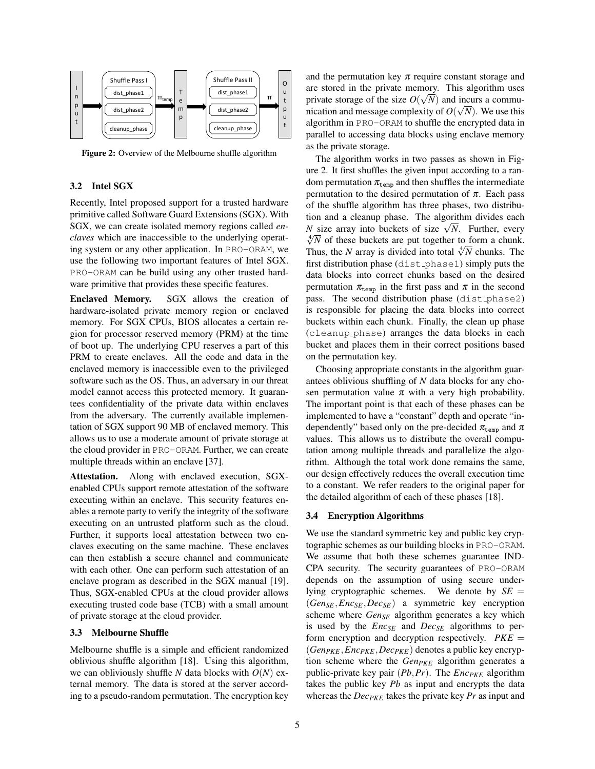Figure 2: Overview of the Melbourne shuffle algorithm

### 3.2 Intel SGX

Recently, Intel proposed support for a trusted hardware primitive called Software Guard Extensions (SGX). With SGX, we can create isolated memory regions called *enclaves* which are inaccessible to the underlying operating system or any other application. In PRO-ORAM, we use the following two important features of Intel SGX. PRO-ORAM can be build using any other trusted hardware primitive that provides these specific features.

**Enclaved Memory.** SGX allows the creation of hardware-isolated private memory region or enclaved memory. For SGX CPUs, BIOS allocates a certain region for processor reserved memory (PRM) at the time of boot up. The underlying CPU reserves a part of this PRM to create enclaves. All the code and data in the enclaved memory is inaccessible even to the privileged software such as the OS. Thus, an adversary in our threat model cannot access this protected memory. It guarantees confidentiality of the private data within enclaves from the adversary. The currently available implementation of SGX support 90 MB of enclaved memory. This allows us to use a moderate amount of private storage at the cloud provider in PRO-ORAM. Further, we can create multiple threads within an enclave [37].

**Attestation.** Along with enclaved execution, SGX-enabled CPUs support remote attestation of the software executing within an enclave. This security features enables a remote party to verify the integrity of the software executing on an untrusted platform such as the cloud. Further, it supports local attestation between two enclaves executing on the same machine. These enclaves can then establish a secure channel and communicate with each other. One can perform such attestation of an enclave program as described in the SGX manual [19]. Thus, SGX-enabled CPUs at the cloud provider allows executing trusted code base (TCB) with a small amount of private storage at the cloud provider.

### 3.3 Melbourne Shuffle

Melbourne shuffle is a simple and efficient randomized oblivious shuffle algorithm [18]. Using this algorithm, we can obliviously shuffle $N$ data blocks with $O(N)$ external memory. The data is stored at the server according to a pseudo-random permutation. The encryption key and the permutation key $\pi$ require constant storage and are stored in the private memory. This algorithm uses private storage of the size $O(\sqrt{N})$ and incurs a communication and message complexity of $O(\sqrt{N})$. We use this algorithm in PRO-ORAM to shuffle the encrypted data in parallel to accessing data blocks using enclave memory as the private storage.

The algorithm works in two passes as shown in Figure 2. It first shuffles the given input according to a random permutation $\pi_{\texttt{temp}}$ and then shuffles the intermediate permutation to the desired permutation of $\pi$. Each pass of the shuffle algorithm has three phases, two distribution and a cleanup phase. The algorithm divides each $N$ size array into buckets of size $\sqrt{N}$. Further, every $\sqrt[4]{N}$ of these buckets are put together to form a chunk. Thus, the $N$ array is divided into total $\sqrt[4]{N}$ chunks. The first distribution phase (dist_phase1) simply puts the data blocks into correct chunks based on the desired permutation $\pi_{\texttt{temp}}$ in the first pass and $\pi$ in the second pass. The second distribution phase (dist_phase2) is responsible for placing the data blocks into correct buckets within each chunk. Finally, the clean up phase (cleanup_phase) arranges the data blocks in each bucket and places them in their correct positions based on the permutation key.

Choosing appropriate constants in the algorithm guarantees oblivious shuffling of $N$ data blocks for any chosen permutation value $\pi$ with a very high probability. The important point is that each of these phases can be implemented to have a "constant" depth and operate "independently" based only on the pre-decided $\pi_{\texttt{temp}}$ and $\pi$ values. This allows us to distribute the overall computation among multiple threads and parallelize the algorithm. Although the total work done remains the same, our design effectively reduces the overall execution time to a constant. We refer readers to the original paper for the detailed algorithm of each of these phases [18].

### 3.4 Encryption Algorithms

We use the standard symmetric key and public key cryptographic schemes as our building blocks in PRO-ORAM. We assume that both these schemes guarantee IND-CPA security. The security guarantees of PRO-ORAM depends on the assumption of using secure underlying cryptographic schemes. We denote by $SE = (Gen_{SE}, Enc_{SE}, Dec_{SE})$ a symmetric key encryption scheme where $Gen_{SE}$ algorithm generates a key which is used by the $Enc_{SE}$ and $Dec_{SE}$ algorithms to perform encryption and decryption respectively. $PKE = (Gen_{PKE}, Enc_{PKE}, Dec_{PKE})$ denotes a public key encryption scheme where the $Gen_{PKE}$ algorithm generates a public-private key pair $(Pb, Pr)$. The $Enc_{PKE}$ algorithm takes the public key $Pb$ as input and encrypts the data whereas the $Dec_{PKE}$ takes the private key $Pr$ as input and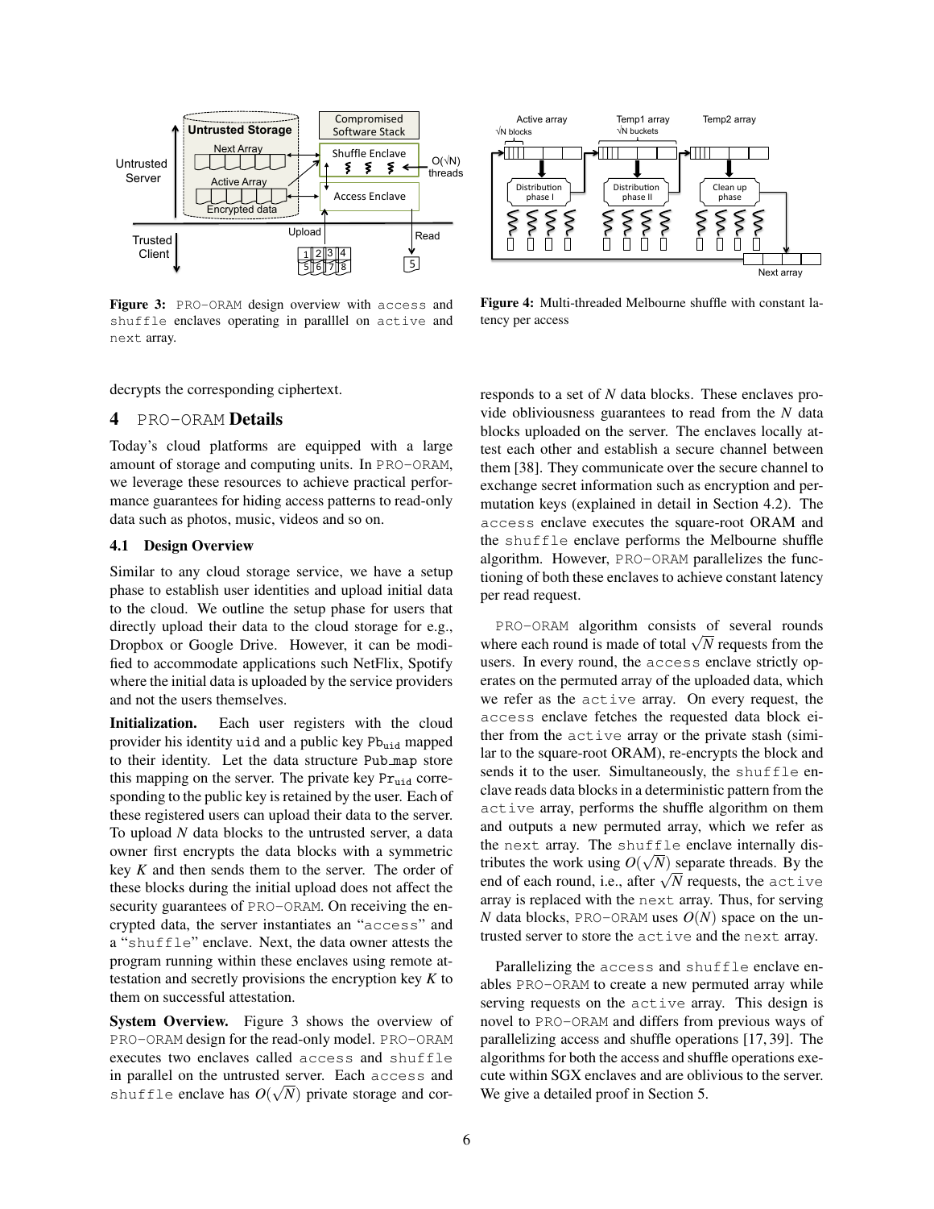Figure 3: PRO-ORAM design overview with access and shuffle enclaves operating in paralllel on active and next array.

Figure 4: Multi-threaded Melbourne shuffle with constant latency per access

decrypts the corresponding ciphertext.

## 4 PRO-ORAM Details

Today's cloud platforms are equipped with a large amount of storage and computing units. In PRO-ORAM, we leverage these resources to achieve practical performance guarantees for hiding access patterns to read-only data such as photos, music, videos and so on.

### 4.1 Design Overview

Similar to any cloud storage service, we have a setup phase to establish user identities and upload initial data to the cloud. We outline the setup phase for users that directly upload their data to the cloud storage for e.g., Dropbox or Google Drive. However, it can be modified to accommodate applications such NetFlix, Spotify where the initial data is uploaded by the service providers and not the users themselves.

**Initialization.** Each user registers with the cloud provider his identity uid and a public key $Pb_{uid}$ mapped to their identity. Let the data structure Pub_map store this mapping on the server. The private key $Pr_{uid}$ corresponding to the public key is retained by the user. Each of these registered users can upload their data to the server. To upload $N$ data blocks to the untrusted server, a data owner first encrypts the data blocks with a symmetric key $K$ and then sends them to the server. The order of these blocks during the initial upload does not affect the security guarantees of PRO-ORAM. On receiving the encrypted data, the server instantiates an "access" and a "shuffle" enclave. Next, the data owner attests the program running within these enclaves using remote attestation and secretly provisions the encryption key $K$ to them on successful attestation.

**System Overview.** Figure 3 shows the overview of PRO-ORAM design for the read-only model. PRO-ORAM executes two enclaves called access and shuffle in parallel on the untrusted server. Each access and shuffle enclave has $O(\sqrt{N})$ private storage and corresponds to a set of $N$ data blocks. These enclaves provide obliviousness guarantees to read from the $N$ data blocks uploaded on the server. The enclaves locally attest each other and establish a secure channel between them [38]. They communicate over the secure channel to exchange secret information such as encryption and permutation keys (explained in detail in Section 4.2). The access enclave executes the square-root ORAM and the shuffle enclave performs the Melbourne shuffle algorithm. However, PRO-ORAM parallelizes the functioning of both these enclaves to achieve constant latency per read request.

PRO-ORAM algorithm consists of several rounds where each round is made of total $\sqrt{N}$ requests from the users. In every round, the access enclave strictly operates on the permuted array of the uploaded data, which we refer as the active array. On every request, the access enclave fetches the requested data block either from the active array or the private stash (similar to the square-root ORAM), re-encrypts the block and sends it to the user. Simultaneously, the shuffle enclave reads data blocks in a deterministic pattern from the active array, performs the shuffle algorithm on them and outputs a new permuted array, which we refer as the next array. The shuffle enclave internally distributes the work using $O(\sqrt{N})$ separate threads. By the end of each round, i.e., after $\sqrt{N}$ requests, the active array is replaced with the next array. Thus, for serving $N$ data blocks, PRO-ORAM uses $O(N)$ space on the untrusted server to store the active and the next array.

Parallelizing the access and shuffle enclave enables PRO-ORAM to create a new permuted array while serving requests on the active array. This design is novel to PRO-ORAM and differs from previous ways of parallelizing access and shuffle operations [17, 39]. The algorithms for both the access and shuffle operations execute within SGX enclaves and are oblivious to the server. We give a detailed proof in Section 5.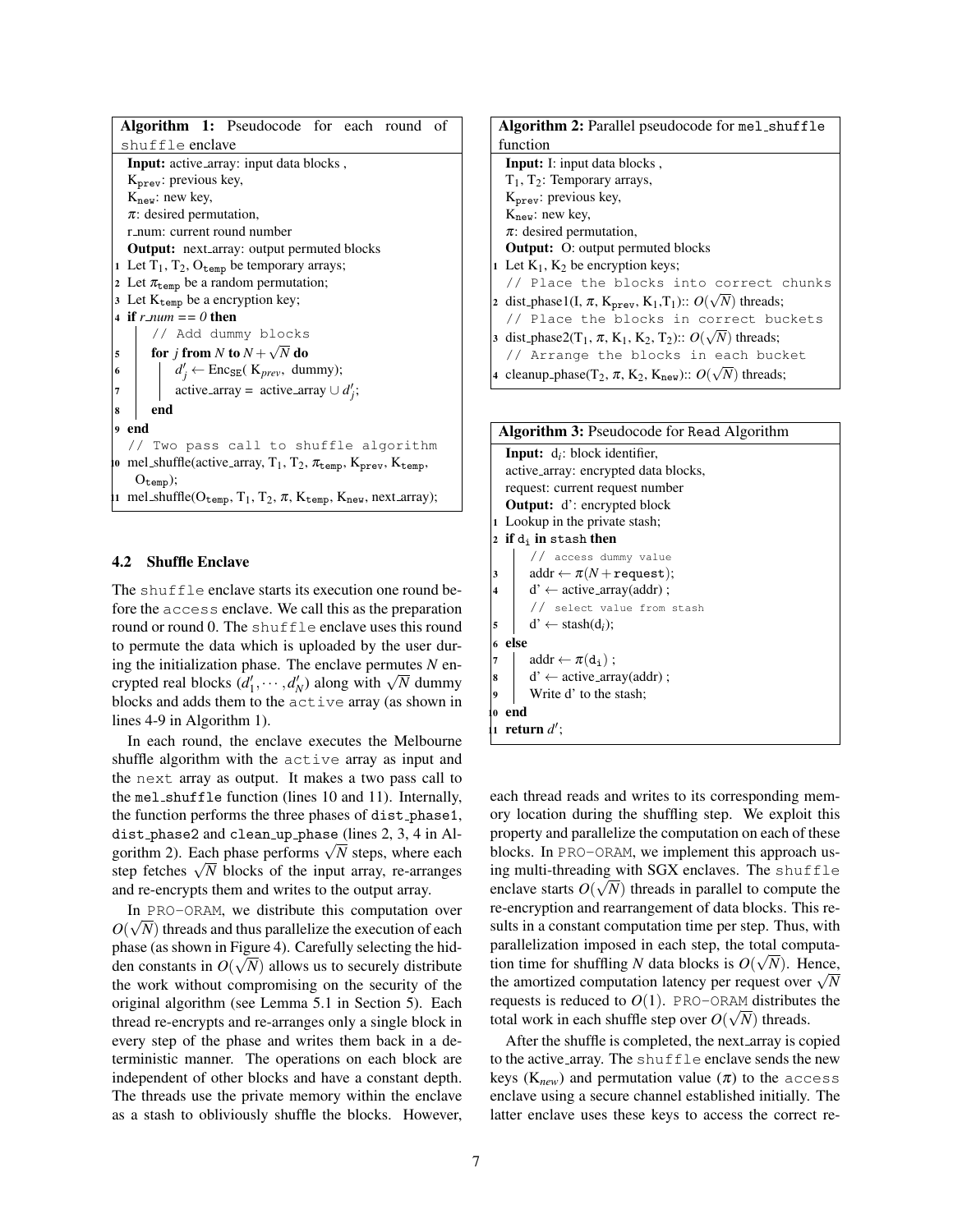**Algorithm 1:** Pseudocode for each round of `shuffle` enclave

```
Input: active_array: input data blocks ,
       K_prev: previous key,
       K_new: new key,
       π: desired permutation,
       r_num: current round number
Output: next_array: output permuted blocks
1  Let T1, T2, O_temp be temporary arrays;
2  Let π_temp be a random permutation;
3  Let K_temp be a encryption key;
4  if r_num == 0 then
       // Add dummy blocks
5      for j from N to N + √N do
6          d'_j ← Enc_SE( K_prev, dummy);
7          active_array = active_array ∪ d'_j;
8      end
9  end
   // Two pass call to shuffle algorithm
10 mel_shuffle(active_array, T1, T2, π_temp, K_prev, K_temp,
       O_temp);
11 mel_shuffle(O_temp, T1, T2, π, K_temp, K_new, next_array);
```

### 4.2 Shuffle Enclave

The `shuffle` enclave starts its execution one round before the `access` enclave. We call this as the preparation round or round 0. The `shuffle` enclave uses this round to permute the data which is uploaded by the user during the initialization phase. The enclave permutes $N$ encrypted real blocks ($d'_1, \cdots, d'_N$) along with $\sqrt{N}$ dummy blocks and adds them to the `active` array (as shown in lines 4-9 in Algorithm 1).

In each round, the enclave executes the Melbourne shuffle algorithm with the `active` array as input and the `next` array as output. It makes a two pass call to the `mel_shuffle` function (lines 10 and 11). Internally, the function performs the three phases of `dist_phase1`, `dist_phase2` and `clean_up_phase` (lines 2, 3, 4 in Algorithm 2). Each phase performs $\sqrt{N}$ steps, where each step fetches $\sqrt{N}$ blocks of the input array, re-arranges and re-encrypts them and writes to the output array.

In PRO-ORAM, we distribute this computation over $O(\sqrt{N})$ threads and thus parallelize the execution of each phase (as shown in Figure 4). Carefully selecting the hidden constants in $O(\sqrt{N})$ allows us to securely distribute the work without compromising on the security of the original algorithm (see Lemma 5.1 in Section 5). Each thread re-encrypts and re-arranges only a single block in every step of the phase and writes them back in a deterministic manner. The operations on each block are independent of other blocks and have a constant depth. The threads use the private memory within the enclave as a stash to obliviously shuffle the blocks. However,

**Algorithm 2:** Parallel pseudocode for `mel_shuffle` function

```
Input: I: input data blocks ,
       T1, T2: Temporary arrays,
       K_prev: previous key,
       K_new: new key,
       π: desired permutation,
Output: O: output permuted blocks
1  Let K1, K2 be encryption keys;
   // Place the blocks into correct chunks
2  dist_phase1(I, π, K_prev, K1,T1):: O(√N) threads;
   // Place the blocks in correct buckets
3  dist_phase2(T1, π, K1, K2, T2):: O(√N) threads;
   // Arrange the blocks in each bucket
4  cleanup_phase(T2, π, K2, K_new):: O(√N) threads;
```

**Algorithm 3:** Pseudocode for `Read` Algorithm

```
Input: d_i: block identifier,
       active_array: encrypted data blocks,
       request: current request number
Output: d': encrypted block
1  Lookup in the private stash;
2  if d_i in stash then
       // access dummy value
3      addr ← π(N + request);
4      d' ← active_array(addr) ;
       // select value from stash
5      d' ← stash(d_i);
6  else
7      addr ← π(d_i) ;
8      d' ← active_array(addr) ;
9      Write d' to the stash;
10 end
11 return d';
```

each thread reads and writes to its corresponding memory location during the shuffling step. We exploit this property and parallelize the computation on each of these blocks. In PRO-ORAM, we implement this approach using multi-threading with SGX enclaves. The `shuffle` enclave starts $O(\sqrt{N})$ threads in parallel to compute the re-encryption and rearrangement of data blocks. This results in a constant computation time per step. Thus, with parallelization imposed in each step, the total computation time for shuffling $N$ data blocks is $O(\sqrt{N})$. Hence, the amortized computation latency per request over $\sqrt{N}$ requests is reduced to $O(1)$. PRO-ORAM distributes the total work in each shuffle step over $O(\sqrt{N})$ threads.

After the shuffle is completed, the next_array is copied to the active_array. The `shuffle` enclave sends the new keys ($K_{new}$) and permutation value ($\pi$) to the `access` enclave using a secure channel established initially. The latter enclave uses these keys to access the correct re-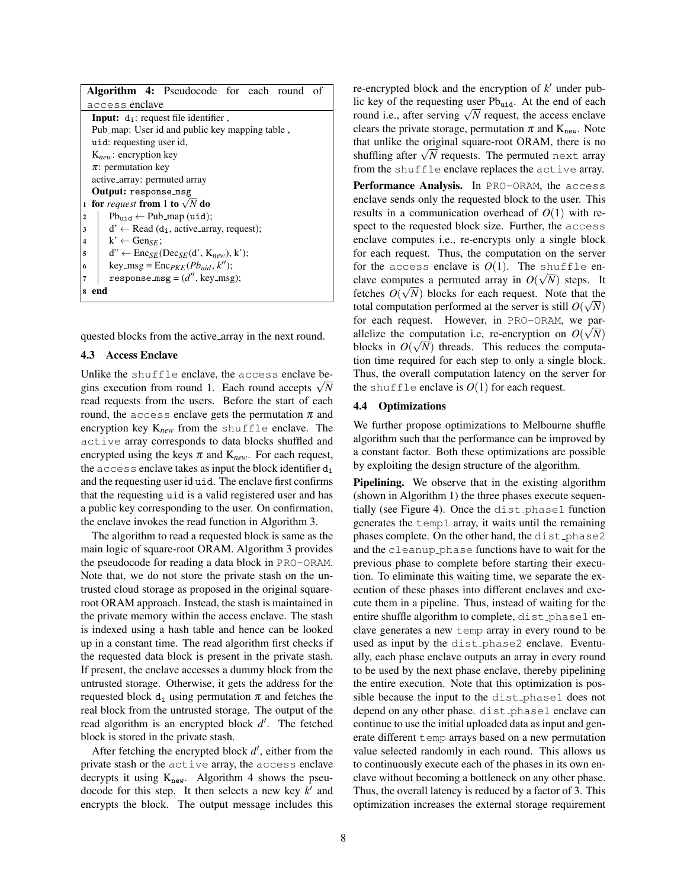**Algorithm 4:** Pseudocode for each round of `access` enclave

```
Input: d_i: request file identifier ,
  Pub_map: User id and public key mapping table ,
  uid: requesting user id,
  K_new: encryption key
  π: permutation key
  active_array: permuted array
Output: response_msg
1 for request from 1 to √N do
2   Pb_uid ← Pub_map (uid);
3   d' ← Read (d_i, active_array, request);
4   k' ← Gen_SE;
5   d'' ← Enc_SE(Dec_SE(d', K_new), k');
6   key_msg = Enc_PKE(Pb_uid, k'');
7   response_msg = (d'', key_msg);
8 end
```

quested blocks from the active_array in the next round.

### 4.3 Access Enclave

Unlike the `shuffle` enclave, the `access` enclave begins execution from round 1. Each round accepts $\sqrt{N}$ read requests from the users. Before the start of each round, the `access` enclave gets the permutation $\pi$ and encryption key $K_{new}$ from the `shuffle` enclave. The `active` array corresponds to data blocks shuffled and encrypted using the keys $\pi$ and $K_{new}$. For each request, the `access` enclave takes as input the block identifier $d_i$ and the requesting user id `uid`. The enclave first confirms that the requesting `uid` is a valid registered user and has a public key corresponding to the user. On confirmation, the enclave invokes the read function in Algorithm 3.

The algorithm to read a requested block is same as the main logic of square-root ORAM. Algorithm 3 provides the pseudocode for reading a data block in PRO-ORAM. Note that, we do not store the private stash on the untrusted cloud storage as proposed in the original square-root ORAM approach. Instead, the stash is maintained in the private memory within the access enclave. The stash is indexed using a hash table and hence can be looked up in a constant time. The read algorithm first checks if the requested data block is present in the private stash. If present, the enclave accesses a dummy block from the untrusted storage. Otherwise, it gets the address for the requested block $d_i$ using permutation $\pi$ and fetches the real block from the untrusted storage. The output of the read algorithm is an encrypted block $d'$. The fetched block is stored in the private stash.

After fetching the encrypted block $d'$, either from the private stash or the `active` array, the `access` enclave decrypts it using $K_{new}$. Algorithm 4 shows the pseudocode for this step. It then selects a new key $k'$ and encrypts the block. The output message includes this re-encrypted block and the encryption of $k'$ under public key of the requesting user $Pb_{uid}$. At the end of each round i.e., after serving $\sqrt{N}$ request, the access enclave clears the private storage, permutation $\pi$ and $K_{new}$. Note that unlike the original square-root ORAM, there is no shuffling after $\sqrt{N}$ requests. The permuted `next` array from the `shuffle` enclave replaces the `active` array.

**Performance Analysis.** In PRO-ORAM, the `access` enclave sends only the requested block to the user. This results in a communication overhead of $O(1)$ with respect to the requested block size. Further, the `access` enclave computes i.e., re-encrypts only a single block for each request. Thus, the computation on the server for the `access` enclave is $O(1)$. The `shuffle` enclave computes a permuted array in $O(\sqrt{N})$ steps. It fetches $O(\sqrt{N})$ blocks for each request. Note that the total computation performed at the server is still $O(\sqrt{N})$ for each request. However, in PRO-ORAM, we parallelize the computation i.e, re-encryption on $O(\sqrt{N})$ blocks in $O(\sqrt{N})$ threads. This reduces the computation time required for each step to only a single block. Thus, the overall computation latency on the server for the `shuffle` enclave is $O(1)$ for each request.

### 4.4 Optimizations

We further propose optimizations to Melbourne shuffle algorithm such that the performance can be improved by a constant factor. Both these optimizations are possible by exploiting the design structure of the algorithm.

**Pipelining.** We observe that in the existing algorithm (shown in Algorithm 1) the three phases execute sequentially (see Figure 4). Once the `dist_phase1` function generates the `temp1` array, it waits until the remaining phases complete. On the other hand, the `dist_phase2` and the `cleanup_phase` functions have to wait for the previous phase to complete before starting their execution. To eliminate this waiting time, we separate the execution of these phases into different enclaves and execute them in a pipeline. Thus, instead of waiting for the entire shuffle algorithm to complete, `dist_phase1` enclave generates a new `temp` array in every round to be used as input by the `dist_phase2` enclave. Eventually, each phase enclave outputs an array in every round to be used by the next phase enclave, thereby pipelining the entire execution. Note that this optimization is possible because the input to the `dist_phase1` does not depend on any other phase. `dist_phase1` enclave can continue to use the initial uploaded data as input and generate different `temp` arrays based on a new permutation value selected randomly in each round. This allows us to continuously execute each of the phases in its own enclave without becoming a bottleneck on any other phase. Thus, the overall latency is reduced by a factor of 3. This optimization increases the external storage requirement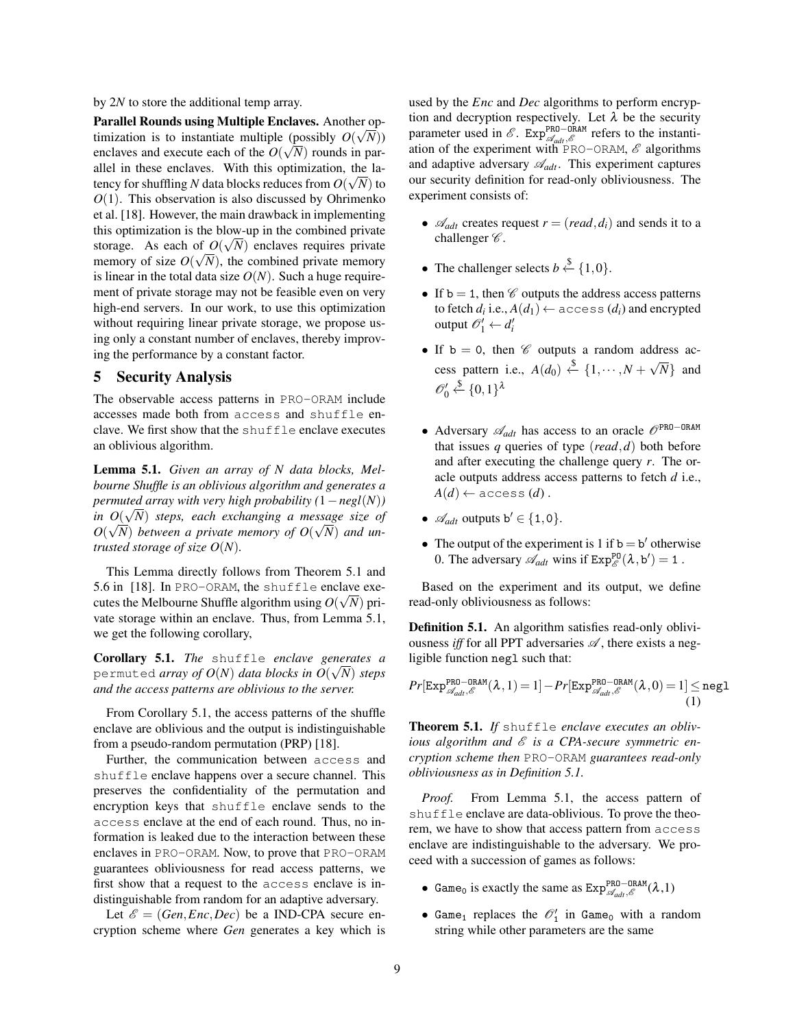by $2N$ to store the additional temp array.

**Parallel Rounds using Multiple Enclaves.** Another optimization is to instantiate multiple (possibly $O(\sqrt{N})$) enclaves and execute each of the $O(\sqrt{N})$ rounds in parallel in these enclaves. With this optimization, the latency for shuffling $N$ data blocks reduces from $O(\sqrt{N})$ to $O(1)$. This observation is also discussed by Ohrimenko et al. [18]. However, the main drawback in implementing this optimization is the blow-up in the combined private storage. As each of $O(\sqrt{N})$ enclaves requires private memory of size $O(\sqrt{N})$, the combined private memory is linear in the total data size $O(N)$. Such a huge requirement of private storage may not be feasible even on very high-end servers. In our work, to use this optimization without requiring linear private storage, we propose using only a constant number of enclaves, thereby improving the performance by a constant factor.

## 5 Security Analysis

The observable access patterns in PRO-ORAM include accesses made both from access and shuffle enclave. We first show that the shuffle enclave executes an oblivious algorithm.

**Lemma 5.1.** *Given an array of N data blocks, Melbourne Shuffle is an oblivious algorithm and generates a permuted array with very high probability ($1 - negl(N)$) in $O(\sqrt{N})$ steps, each exchanging a message size of $O(\sqrt{N})$ between a private memory of $O(\sqrt{N})$ and untrusted storage of size $O(N)$.*

This Lemma directly follows from Theorem 5.1 and 5.6 in [18]. In PRO-ORAM, the shuffle enclave executes the Melbourne Shuffle algorithm using $O(\sqrt{N})$ private storage within an enclave. Thus, from Lemma 5.1, we get the following corollary,

**Corollary 5.1.** *The* shuffle *enclave generates a* permuted *array of $O(N)$ data blocks in $O(\sqrt{N})$ steps and the access patterns are oblivious to the server.*

From Corollary 5.1, the access patterns of the shuffle enclave are oblivious and the output is indistinguishable from a pseudo-random permutation (PRP) [18].

Further, the communication between access and shuffle enclave happens over a secure channel. This preserves the confidentiality of the permutation and encryption keys that shuffle enclave sends to the access enclave at the end of each round. Thus, no information is leaked due to the interaction between these enclaves in PRO-ORAM. Now, to prove that PRO-ORAM guarantees obliviousness for read access patterns, we first show that a request to the access enclave is indistinguishable from random for an adaptive adversary.

Let $\mathscr{E} = (Gen, Enc, Dec)$ be a IND-CPA secure encryption scheme where *Gen* generates a key which is used by the *Enc* and *Dec* algorithms to perform encryption and decryption respectively. Let $\lambda$ be the security parameter used in $\mathscr{E}$. $\mathtt{Exp}^{\mathtt{PRO-ORAM}}_{\mathscr{A}_{adt},\mathscr{E}}$ refers to the instantiation of the experiment with PRO-ORAM, $\mathscr{E}$ algorithms and adaptive adversary $\mathscr{A}_{adt}$. This experiment captures our security definition for read-only obliviousness. The experiment consists of:

- $\mathscr{A}_{adt}$ creates request $r = (read, d_i)$ and sends it to a challenger $\mathscr{C}$.
- The challenger selects $b \xleftarrow{\$} \{1,0\}$.
- If $\mathtt{b} = \mathtt{1}$, then $\mathscr{C}$ outputs the address access patterns to fetch $d_i$ i.e., $A(d_1) \leftarrow$ access $(d_i)$ and encrypted output $\mathscr{O}'_1 \leftarrow d'_i$
- If $\mathtt{b} = \mathtt{0}$, then $\mathscr{C}$ outputs a random address access pattern i.e., $A(d_0) \xleftarrow{\$} \{1, \cdots, N + \sqrt{N}\}$ and $\mathscr{O}'_0 \xleftarrow{\$} \{0,1\}^{\lambda}$
- Adversary $\mathscr{A}_{adt}$ has access to an oracle $\mathscr{O}^{\mathtt{PRO-ORAM}}$ that issues $q$ queries of type $(read, d)$ both before and after executing the challenge query $r$. The oracle outputs address access patterns to fetch $d$ i.e., $A(d) \leftarrow$ access $(d)$.
- $\mathscr{A}_{adt}$ outputs $\mathtt{b}' \in \{\mathtt{1},\mathtt{0}\}$.
- The output of the experiment is 1 if $\mathtt{b} = \mathtt{b}'$ otherwise 0. The adversary $\mathscr{A}_{adt}$ wins if $\mathtt{Exp}^{\mathtt{PO}}_{\mathscr{E}}(\lambda, \mathtt{b}') = \mathtt{1}$.

Based on the experiment and its output, we define read-only obliviousness as follows:

**Definition 5.1.** An algorithm satisfies read-only obliviousness *iff* for all PPT adversaries $\mathscr{A}$, there exists a negligible function negl such that:

$$Pr[\mathtt{Exp}^{\mathtt{PRO-ORAM}}_{\mathscr{A}_{adt},\mathscr{E}}(\lambda,1) = 1] - Pr[\mathtt{Exp}^{\mathtt{PRO-ORAM}}_{\mathscr{A}_{adt},\mathscr{E}}(\lambda,0) = 1] \leq \mathtt{negl} \quad (1)$$

**Theorem 5.1.** *If* shuffle *enclave executes an oblivious algorithm and $\mathscr{E}$ is a CPA-secure symmetric encryption scheme then* PRO-ORAM *guarantees read-only obliviousness as in Definition 5.1.*

*Proof.* From Lemma 5.1, the access pattern of shuffle enclave are data-oblivious. To prove the theorem, we have to show that access pattern from access enclave are indistinguishable to the adversary. We proceed with a succession of games as follows:

- $\mathtt{Game}_0$ is exactly the same as $\mathtt{Exp}^{\mathtt{PRO-ORAM}}_{\mathscr{A}_{adt},\mathscr{E}}(\lambda,1)$
- $\mathtt{Game}_1$ replaces the $\mathscr{O}'_1$ in $\mathtt{Game}_0$ with a random string while other parameters are the same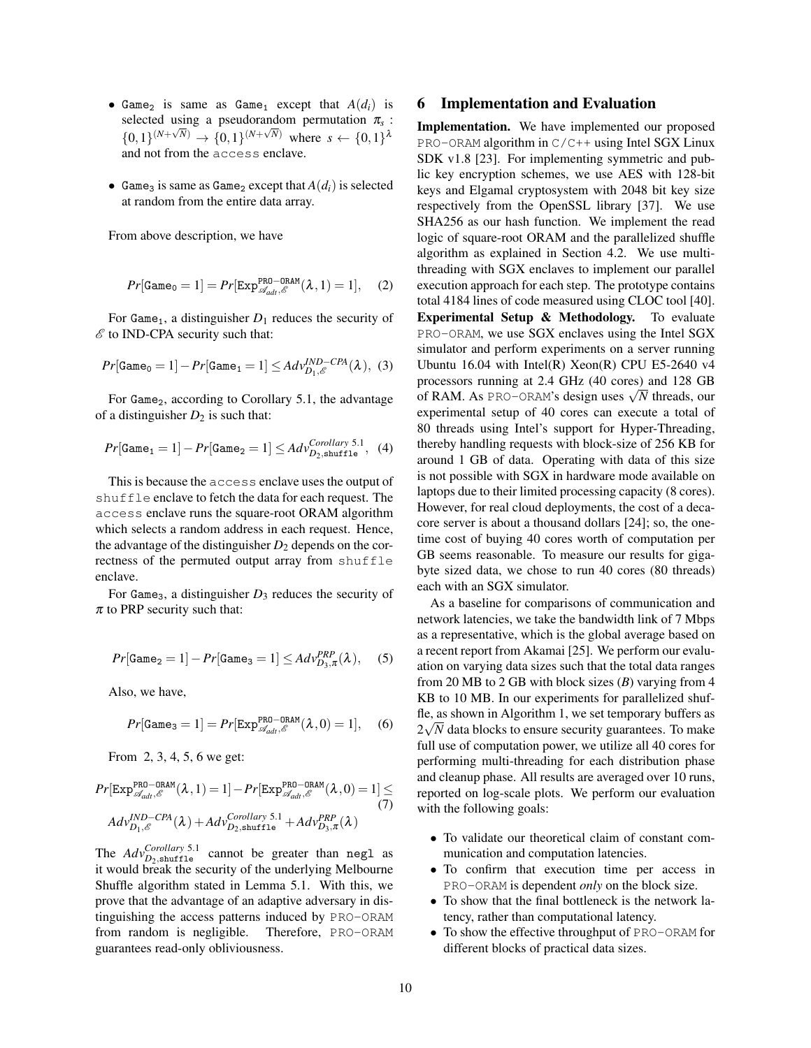- Game$_2$ is same as Game$_1$ except that $A(d_i)$ is selected using a pseudorandom permutation $\pi_s : \{0,1\}^{(N+\sqrt{N})} \rightarrow \{0,1\}^{(N+\sqrt{N})}$ where $s \leftarrow \{0,1\}^{\lambda}$ and not from the access enclave.
- Game$_3$ is same as Game$_2$ except that $A(d_i)$ is selected at random from the entire data array.

From above description, we have

$$Pr[\texttt{Game}_0 = 1] = Pr[\texttt{Exp}^{\texttt{PRO-ORAM}}_{\mathscr{A}_{adt},\mathscr{E}}(\lambda, 1) = 1], \quad (2)$$

For Game$_1$, a distinguisher $D_1$ reduces the security of $\mathscr{E}$ to IND-CPA security such that:

$$Pr[\texttt{Game}_0 = 1] - Pr[\texttt{Game}_1 = 1] \leq Adv^{IND-CPA}_{D_1,\mathscr{E}}(\lambda), \; (3)$$

For Game$_2$, according to Corollary 5.1, the advantage of a distinguisher $D_2$ is such that:

$$Pr[\texttt{Game}_1 = 1] - Pr[\texttt{Game}_2 = 1] \leq Adv^{Corollary\ 5.1}_{D_2,\texttt{shuffle}}, \; (4)$$

This is because the access enclave uses the output of shuffle enclave to fetch the data for each request. The access enclave runs the square-root ORAM algorithm which selects a random address in each request. Hence, the advantage of the distinguisher $D_2$ depends on the correctness of the permuted output array from shuffle enclave.

For Game$_3$, a distinguisher $D_3$ reduces the security of $\pi$ to PRP security such that:

$$Pr[\texttt{Game}_2 = 1] - Pr[\texttt{Game}_3 = 1] \leq Adv^{PRP}_{D_3,\pi}(\lambda), \quad (5)$$

Also, we have,

$$Pr[\texttt{Game}_3 = 1] = Pr[\texttt{Exp}^{\texttt{PRO-ORAM}}_{\mathscr{A}_{adt},\mathscr{E}}(\lambda, 0) = 1], \quad (6)$$

From 2, 3, 4, 5, 6 we get:

$$Pr[\texttt{Exp}^{\texttt{PRO-ORAM}}_{\mathscr{A}_{adt},\mathscr{E}}(\lambda, 1) = 1] - Pr[\texttt{Exp}^{\texttt{PRO-ORAM}}_{\mathscr{A}_{adt},\mathscr{E}}(\lambda, 0) = 1] \leq Adv^{IND-CPA}_{D_1,\mathscr{E}}(\lambda) + Adv^{Corollary\ 5.1}_{D_2,\texttt{shuffle}} + Adv^{PRP}_{D_3,\pi}(\lambda) \quad (7)$$

The $Adv^{Corollary\ 5.1}_{D_2,\texttt{shuffle}}$ cannot be greater than negl as it would break the security of the underlying Melbourne Shuffle algorithm stated in Lemma 5.1. With this, we prove that the advantage of an adaptive adversary in distinguishing the access patterns induced by PRO-ORAM from random is negligible. Therefore, PRO-ORAM guarantees read-only obliviousness.

# 6 Implementation and Evaluation

**Implementation.** We have implemented our proposed PRO-ORAM algorithm in C/C++ using Intel SGX Linux SDK v1.8 [23]. For implementing symmetric and public key encryption schemes, we use AES with 128-bit keys and Elgamal cryptosystem with 2048 bit key size respectively from the OpenSSL library [37]. We use SHA256 as our hash function. We implement the read logic of square-root ORAM and the parallelized shuffle algorithm as explained in Section 4.2. We use multi-threading with SGX enclaves to implement our parallel execution approach for each step. The prototype contains total 4184 lines of code measured using CLOC tool [40].

**Experimental Setup & Methodology.** To evaluate PRO-ORAM, we use SGX enclaves using the Intel SGX simulator and perform experiments on a server running Ubuntu 16.04 with Intel(R) Xeon(R) CPU E5-2640 v4 processors running at 2.4 GHz (40 cores) and 128 GB of RAM. As PRO-ORAM's design uses $\sqrt{N}$ threads, our experimental setup of 40 cores can execute a total of 80 threads using Intel's support for Hyper-Threading, thereby handling requests with block-size of 256 KB for around 1 GB of data. Operating with data of this size is not possible with SGX in hardware mode available on laptops due to their limited processing capacity (8 cores). However, for real cloud deployments, the cost of a deca-core server is about a thousand dollars [24]; so, the one-time cost of buying 40 cores worth of computation per GB seems reasonable. To measure our results for gigabyte sized data, we chose to run 40 cores (80 threads) each with an SGX simulator.

As a baseline for comparisons of communication and network latencies, we take the bandwidth link of 7 Mbps as a representative, which is the global average based on a recent report from Akamai [25]. We perform our evaluation on varying data sizes such that the total data ranges from 20 MB to 2 GB with block sizes ($B$) varying from 4 KB to 10 MB. In our experiments for parallelized shuffle, as shown in Algorithm 1, we set temporary buffers as $2\sqrt{N}$ data blocks to ensure security guarantees. To make full use of computation power, we utilize all 40 cores for performing multi-threading for each distribution phase and cleanup phase. All results are averaged over 10 runs, reported on log-scale plots. We perform our evaluation with the following goals:

- To validate our theoretical claim of constant communication and computation latencies.
- To confirm that execution time per access in PRO-ORAM is dependent *only* on the block size.
- To show that the final bottleneck is the network latency, rather than computational latency.
- To show the effective throughput of PRO-ORAM for different blocks of practical data sizes.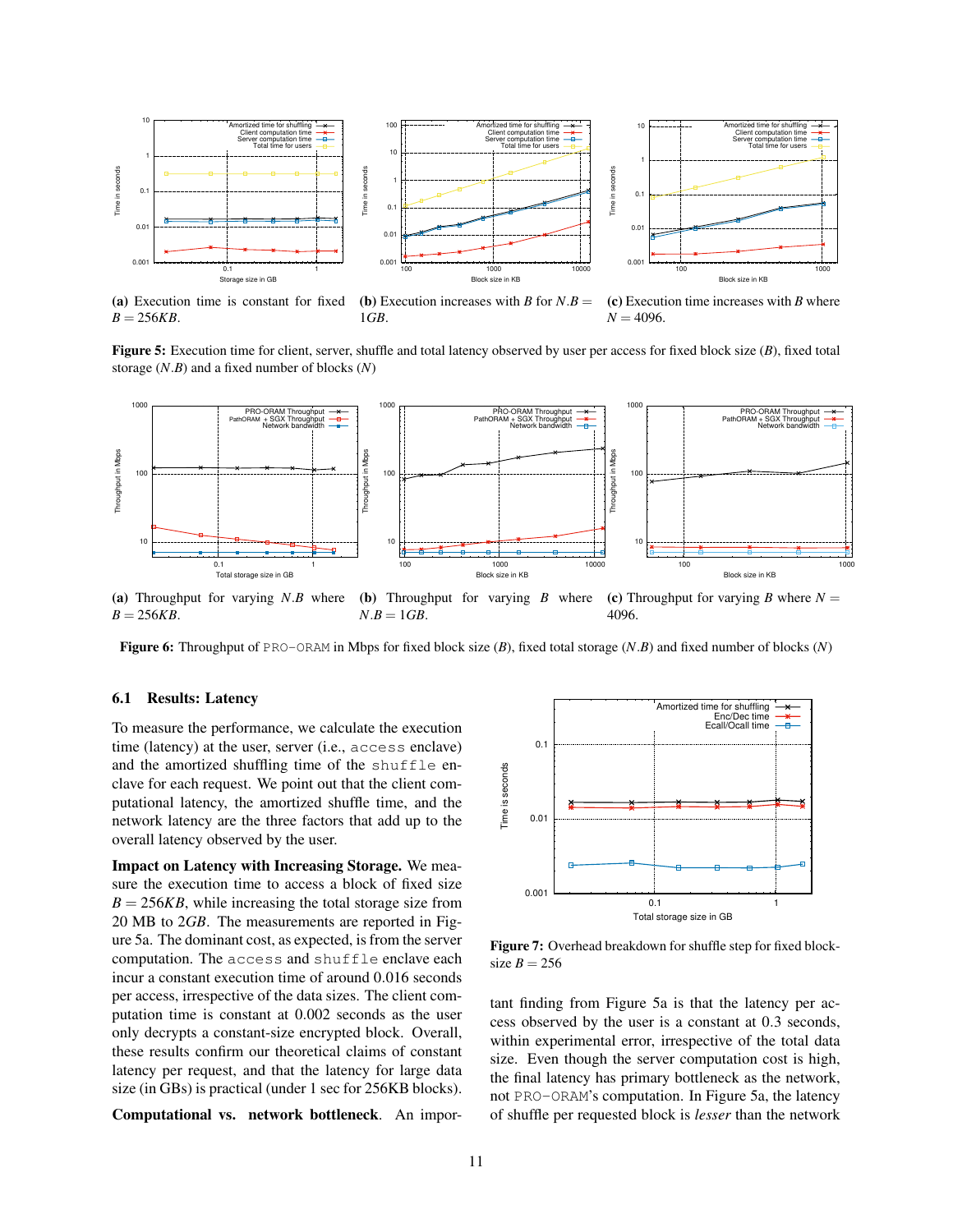**(a)** Execution time is constant for fixed $B = 256KB$.

**(b)** Execution increases with $B$ for $N.B = 1GB$.

**(c)** Execution time increases with $B$ where $N = 4096$.

**Figure 5:** Execution time for client, server, shuffle and total latency observed by user per access for fixed block size ($B$), fixed total storage ($N.B$) and a fixed number of blocks ($N$)

**(a)** Throughput for varying $N.B$ where $B = 256KB$.

**(b)** Throughput for varying $B$ where $N.B = 1GB$.

**(c)** Throughput for varying $B$ where $N = 4096$.

**Figure 6:** Throughput of PRO-ORAM in Mbps for fixed block size ($B$), fixed total storage ($N.B$) and fixed number of blocks ($N$)

### 6.1 Results: Latency

To measure the performance, we calculate the execution time (latency) at the user, server (i.e., access enclave) and the amortized shuffling time of the shuffle enclave for each request. We point out that the client computational latency, the amortized shuffle time, and the network latency are the three factors that add up to the overall latency observed by the user.

**Impact on Latency with Increasing Storage.** We measure the execution time to access a block of fixed size $B = 256KB$, while increasing the total storage size from 20 MB to $2GB$. The measurements are reported in Figure 5a. The dominant cost, as expected, is from the server computation. The access and shuffle enclave each incur a constant execution time of around 0.016 seconds per access, irrespective of the data sizes. The client computation time is constant at 0.002 seconds as the user only decrypts a constant-size encrypted block. Overall, these results confirm our theoretical claims of constant latency per request, and that the latency for large data size (in GBs) is practical (under 1 sec for 256KB blocks).

**Figure 7:** Overhead breakdown for shuffle step for fixed blocksize $B = 256$

**Computational vs. network bottleneck**. An important finding from Figure 5a is that the latency per access observed by the user is a constant at 0.3 seconds, within experimental error, irrespective of the total data size. Even though the server computation cost is high, the final latency has primary bottleneck as the network, not PRO-ORAM's computation. In Figure 5a, the latency of shuffle per requested block is *lesser* than the network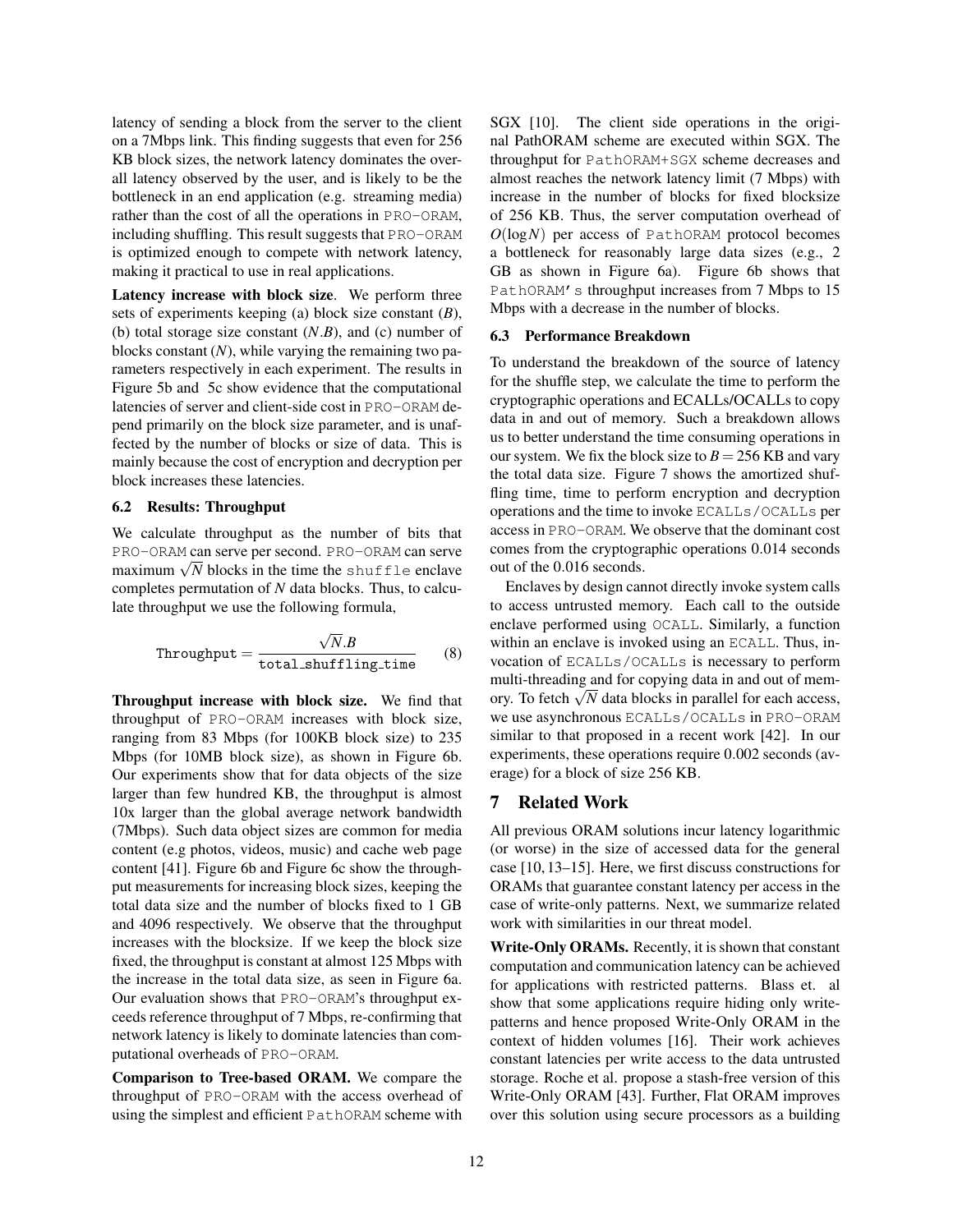latency of sending a block from the server to the client on a 7Mbps link. This finding suggests that even for 256 KB block sizes, the network latency dominates the overall latency observed by the user, and is likely to be the bottleneck in an end application (e.g. streaming media) rather than the cost of all the operations in PRO-ORAM, including shuffling. This result suggests that PRO-ORAM is optimized enough to compete with network latency, making it practical to use in real applications.

**Latency increase with block size**. We perform three sets of experiments keeping (a) block size constant ($B$), (b) total storage size constant ($N.B$), and (c) number of blocks constant ($N$), while varying the remaining two parameters respectively in each experiment. The results in Figure 5b and 5c show evidence that the computational latencies of server and client-side cost in PRO-ORAM depend primarily on the block size parameter, and is unaffected by the number of blocks or size of data. This is mainly because the cost of encryption and decryption per block increases these latencies.

### 6.2 Results: Throughput

We calculate throughput as the number of bits that PRO-ORAM can serve per second. PRO-ORAM can serve maximum $\sqrt{N}$ blocks in the time the shuffle enclave completes permutation of $N$ data blocks. Thus, to calculate throughput we use the following formula,

$$\texttt{Throughput} = \frac{\sqrt{N}.B}{\texttt{total\_shuffling\_time}} \qquad (8)$$

**Throughput increase with block size.** We find that throughput of PRO-ORAM increases with block size, ranging from 83 Mbps (for 100KB block size) to 235 Mbps (for 10MB block size), as shown in Figure 6b. Our experiments show that for data objects of the size larger than few hundred KB, the throughput is almost 10x larger than the global average network bandwidth (7Mbps). Such data object sizes are common for media content (e.g photos, videos, music) and cache web page content [41]. Figure 6b and Figure 6c show the throughput measurements for increasing block sizes, keeping the total data size and the number of blocks fixed to 1 GB and 4096 respectively. We observe that the throughput increases with the blocksize. If we keep the block size fixed, the throughput is constant at almost 125 Mbps with the increase in the total data size, as seen in Figure 6a. Our evaluation shows that PRO-ORAM's throughput exceeds reference throughput of 7 Mbps, re-confirming that network latency is likely to dominate latencies than computational overheads of PRO-ORAM.

**Comparison to Tree-based ORAM.** We compare the throughput of PRO-ORAM with the access overhead of using the simplest and efficient PathORAM scheme with SGX [10]. The client side operations in the original PathORAM scheme are executed within SGX. The throughput for PathORAM+SGX scheme decreases and almost reaches the network latency limit (7 Mbps) with increase in the number of blocks for fixed blocksize of 256 KB. Thus, the server computation overhead of $O(\log N)$ per access of PathORAM protocol becomes a bottleneck for reasonably large data sizes (e.g., 2 GB as shown in Figure 6a). Figure 6b shows that PathORAM's throughput increases from 7 Mbps to 15 Mbps with a decrease in the number of blocks.

### 6.3 Performance Breakdown

To understand the breakdown of the source of latency for the shuffle step, we calculate the time to perform the cryptographic operations and ECALLs/OCALLs to copy data in and out of memory. Such a breakdown allows us to better understand the time consuming operations in our system. We fix the block size to $B = 256$ KB and vary the total data size. Figure 7 shows the amortized shuffling time, time to perform encryption and decryption operations and the time to invoke ECALLs/OCALLs per access in PRO-ORAM. We observe that the dominant cost comes from the cryptographic operations 0.014 seconds out of the 0.016 seconds.

Enclaves by design cannot directly invoke system calls to access untrusted memory. Each call to the outside enclave performed using OCALL. Similarly, a function within an enclave is invoked using an ECALL. Thus, invocation of ECALLs/OCALLs is necessary to perform multi-threading and for copying data in and out of memory. To fetch $\sqrt{N}$ data blocks in parallel for each access, we use asynchronous ECALLs/OCALLs in PRO-ORAM similar to that proposed in a recent work [42]. In our experiments, these operations require 0.002 seconds (average) for a block of size 256 KB.

## 7 Related Work

All previous ORAM solutions incur latency logarithmic (or worse) in the size of accessed data for the general case [10, 13–15]. Here, we first discuss constructions for ORAMs that guarantee constant latency per access in the case of write-only patterns. Next, we summarize related work with similarities in our threat model.

**Write-Only ORAMs.** Recently, it is shown that constant computation and communication latency can be achieved for applications with restricted patterns. Blass et. al show that some applications require hiding only write-patterns and hence proposed Write-Only ORAM in the context of hidden volumes [16]. Their work achieves constant latencies per write access to the data untrusted storage. Roche et al. propose a stash-free version of this Write-Only ORAM [43]. Further, Flat ORAM improves over this solution using secure processors as a building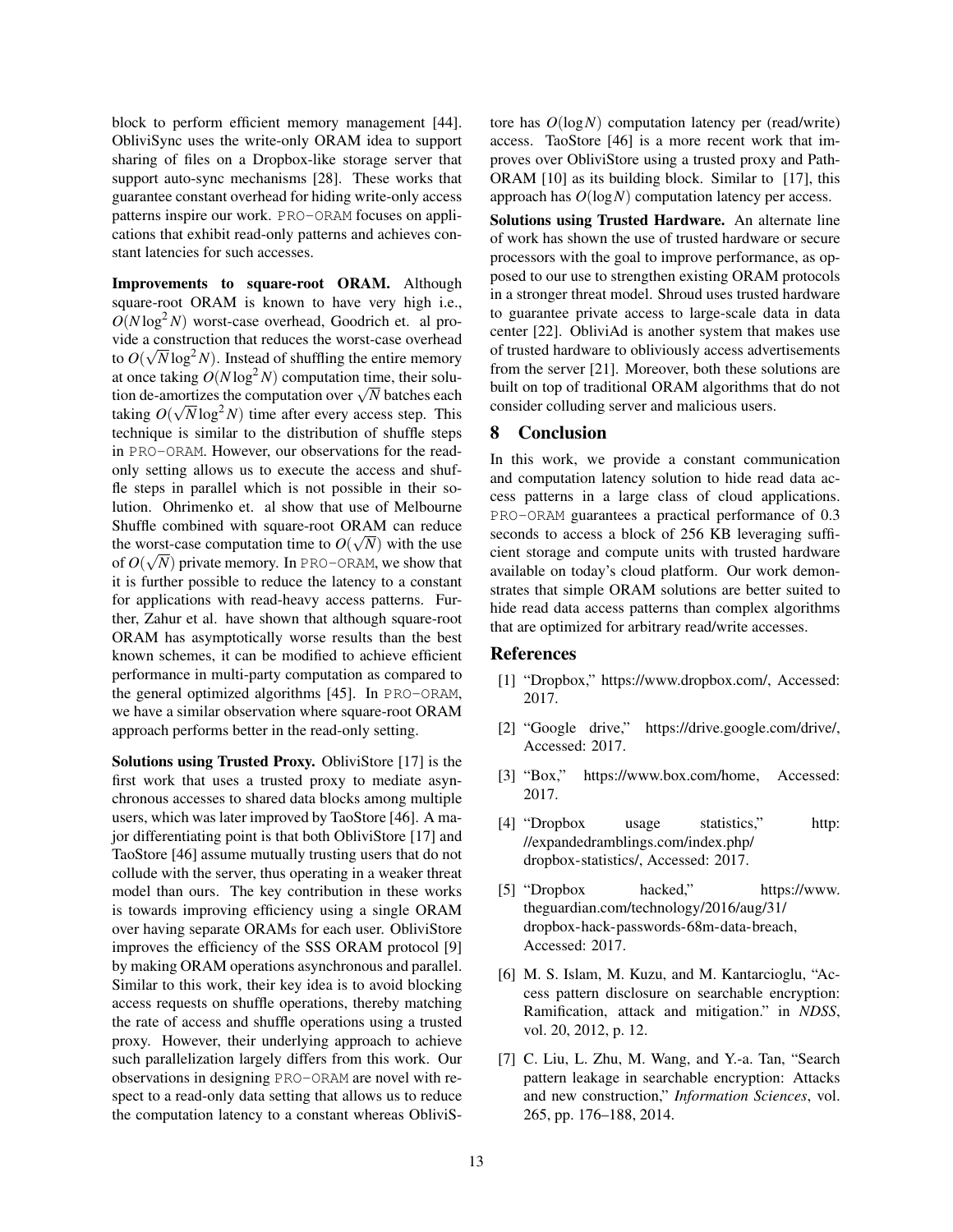block to perform efficient memory management [44]. ObliviSync uses the write-only ORAM idea to support sharing of files on a Dropbox-like storage server that support auto-sync mechanisms [28]. These works that guarantee constant overhead for hiding write-only access patterns inspire our work. PRO-ORAM focuses on applications that exhibit read-only patterns and achieves constant latencies for such accesses.

**Improvements to square-root ORAM.** Although square-root ORAM is known to have very high i.e., $O(N\log^2 N)$ worst-case overhead, Goodrich et. al provide a construction that reduces the worst-case overhead to $O(\sqrt{N}\log^2 N)$. Instead of shuffling the entire memory at once taking $O(N\log^2 N)$ computation time, their solution de-amortizes the computation over $\sqrt{N}$ batches each taking $O(\sqrt{N}\log^2 N)$ time after every access step. This technique is similar to the distribution of shuffle steps in PRO-ORAM. However, our observations for the read-only setting allows us to execute the access and shuffle steps in parallel which is not possible in their solution. Ohrimenko et. al show that use of Melbourne Shuffle combined with square-root ORAM can reduce the worst-case computation time to $O(\sqrt{N})$ with the use of $O(\sqrt{N})$ private memory. In PRO-ORAM, we show that it is further possible to reduce the latency to a constant for applications with read-heavy access patterns. Further, Zahur et al. have shown that although square-root ORAM has asymptotically worse results than the best known schemes, it can be modified to achieve efficient performance in multi-party computation as compared to the general optimized algorithms [45]. In PRO-ORAM, we have a similar observation where square-root ORAM approach performs better in the read-only setting.

**Solutions using Trusted Proxy.** ObliviStore [17] is the first work that uses a trusted proxy to mediate asynchronous accesses to shared data blocks among multiple users, which was later improved by TaoStore [46]. A major differentiating point is that both ObliviStore [17] and TaoStore [46] assume mutually trusting users that do not collude with the server, thus operating in a weaker threat model than ours. The key contribution in these works is towards improving efficiency using a single ORAM over having separate ORAMs for each user. ObliviStore improves the efficiency of the SSS ORAM protocol [9] by making ORAM operations asynchronous and parallel. Similar to this work, their key idea is to avoid blocking access requests on shuffle operations, thereby matching the rate of access and shuffle operations using a trusted proxy. However, their underlying approach to achieve such parallelization largely differs from this work. Our observations in designing PRO-ORAM are novel with respect to a read-only data setting that allows us to reduce the computation latency to a constant whereas ObliviStore has $O(\log N)$ computation latency per (read/write) access. TaoStore [46] is a more recent work that improves over ObliviStore using a trusted proxy and Path-ORAM [10] as its building block. Similar to [17], this approach has $O(\log N)$ computation latency per access.

**Solutions using Trusted Hardware.** An alternate line of work has shown the use of trusted hardware or secure processors with the goal to improve performance, as opposed to our use to strengthen existing ORAM protocols in a stronger threat model. Shroud uses trusted hardware to guarantee private access to large-scale data in data center [22]. ObliviAd is another system that makes use of trusted hardware to obliviously access advertisements from the server [21]. Moreover, both these solutions are built on top of traditional ORAM algorithms that do not consider colluding server and malicious users.

## 8 Conclusion

In this work, we provide a constant communication and computation latency solution to hide read data access patterns in a large class of cloud applications. PRO-ORAM guarantees a practical performance of 0.3 seconds to access a block of 256 KB leveraging sufficient storage and compute units with trusted hardware available on today's cloud platform. Our work demonstrates that simple ORAM solutions are better suited to hide read data access patterns than complex algorithms that are optimized for arbitrary read/write accesses.

## References

[1] "Dropbox," https://www.dropbox.com/, Accessed: 2017.

[2] "Google drive," https://drive.google.com/drive/, Accessed: 2017.

[3] "Box," https://www.box.com/home, Accessed: 2017.

[4] "Dropbox usage statistics," http://expandedramblings.com/index.php/dropbox-statistics/, Accessed: 2017.

[5] "Dropbox hacked," https://www.theguardian.com/technology/2016/aug/31/dropbox-hack-passwords-68m-data-breach, Accessed: 2017.

[6] M. S. Islam, M. Kuzu, and M. Kantarcioglu, "Access pattern disclosure on searchable encryption: Ramification, attack and mitigation." in *NDSS*, vol. 20, 2012, p. 12.

[7] C. Liu, L. Zhu, M. Wang, and Y.-a. Tan, "Search pattern leakage in searchable encryption: Attacks and new construction," *Information Sciences*, vol. 265, pp. 176–188, 2014.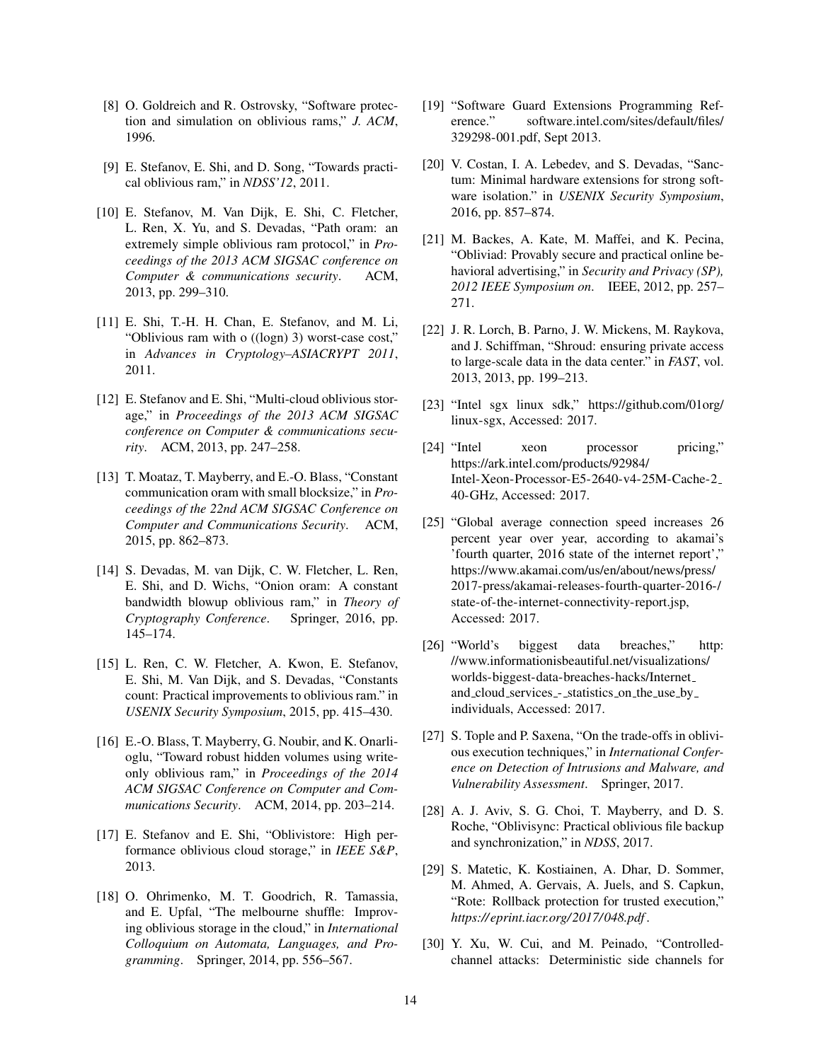[8] O. Goldreich and R. Ostrovsky, "Software protection and simulation on oblivious rams," *J. ACM*, 1996.

[9] E. Stefanov, E. Shi, and D. Song, "Towards practical oblivious ram," in *NDSS'12*, 2011.

[10] E. Stefanov, M. Van Dijk, E. Shi, C. Fletcher, L. Ren, X. Yu, and S. Devadas, "Path oram: an extremely simple oblivious ram protocol," in *Proceedings of the 2013 ACM SIGSAC conference on Computer & communications security*. ACM, 2013, pp. 299–310.

[11] E. Shi, T.-H. H. Chan, E. Stefanov, and M. Li, "Oblivious ram with o ((logn) 3) worst-case cost," in *Advances in Cryptology–ASIACRYPT 2011*, 2011.

[12] E. Stefanov and E. Shi, "Multi-cloud oblivious storage," in *Proceedings of the 2013 ACM SIGSAC conference on Computer & communications security*. ACM, 2013, pp. 247–258.

[13] T. Moataz, T. Mayberry, and E.-O. Blass, "Constant communication oram with small blocksize," in *Proceedings of the 22nd ACM SIGSAC Conference on Computer and Communications Security*. ACM, 2015, pp. 862–873.

[14] S. Devadas, M. van Dijk, C. W. Fletcher, L. Ren, E. Shi, and D. Wichs, "Onion oram: A constant bandwidth blowup oblivious ram," in *Theory of Cryptography Conference*. Springer, 2016, pp. 145–174.

[15] L. Ren, C. W. Fletcher, A. Kwon, E. Stefanov, E. Shi, M. Van Dijk, and S. Devadas, "Constants count: Practical improvements to oblivious ram." in *USENIX Security Symposium*, 2015, pp. 415–430.

[16] E.-O. Blass, T. Mayberry, G. Noubir, and K. Onarlioglu, "Toward robust hidden volumes using write-only oblivious ram," in *Proceedings of the 2014 ACM SIGSAC Conference on Computer and Communications Security*. ACM, 2014, pp. 203–214.

[17] E. Stefanov and E. Shi, "Oblivistore: High performance oblivious cloud storage," in *IEEE S&P*, 2013.

[18] O. Ohrimenko, M. T. Goodrich, R. Tamassia, and E. Upfal, "The melbourne shuffle: Improving oblivious storage in the cloud," in *International Colloquium on Automata, Languages, and Programming*. Springer, 2014, pp. 556–567.

[19] "Software Guard Extensions Programming Reference." software.intel.com/sites/default/files/329298-001.pdf, Sept 2013.

[20] V. Costan, I. A. Lebedev, and S. Devadas, "Sanctum: Minimal hardware extensions for strong software isolation." in *USENIX Security Symposium*, 2016, pp. 857–874.

[21] M. Backes, A. Kate, M. Maffei, and K. Pecina, "Obliviad: Provably secure and practical online behavioral advertising," in *Security and Privacy (SP), 2012 IEEE Symposium on*. IEEE, 2012, pp. 257–271.

[22] J. R. Lorch, B. Parno, J. W. Mickens, M. Raykova, and J. Schiffman, "Shroud: ensuring private access to large-scale data in the data center." in *FAST*, vol. 2013, 2013, pp. 199–213.

[23] "Intel sgx linux sdk," https://github.com/01org/linux-sgx, Accessed: 2017.

[24] "Intel xeon processor pricing," https://ark.intel.com/products/92984/Intel-Xeon-Processor-E5-2640-v4-25M-Cache-2_40-GHz, Accessed: 2017.

[25] "Global average connection speed increases 26 percent year over year, according to akamai's 'fourth quarter, 2016 state of the internet report'," https://www.akamai.com/us/en/about/news/press/2017-press/akamai-releases-fourth-quarter-2016-/state-of-the-internet-connectivity-report.jsp, Accessed: 2017.

[26] "World's biggest data breaches," http://www.informationisbeautiful.net/visualizations/worlds-biggest-data-breaches-hacks/Internet_and_cloud_services_-_statistics_on_the_use_by_individuals, Accessed: 2017.

[27] S. Tople and P. Saxena, "On the trade-offs in oblivious execution techniques," in *International Conference on Detection of Intrusions and Malware, and Vulnerability Assessment*. Springer, 2017.

[28] A. J. Aviv, S. G. Choi, T. Mayberry, and D. S. Roche, "Oblivisync: Practical oblivious file backup and synchronization," in *NDSS*, 2017.

[29] S. Matetic, K. Kostiainen, A. Dhar, D. Sommer, M. Ahmed, A. Gervais, A. Juels, and S. Capkun, "Rote: Rollback protection for trusted execution," *https://eprint.iacr.org/2017/048.pdf*.

[30] Y. Xu, W. Cui, and M. Peinado, "Controlled-channel attacks: Deterministic side channels for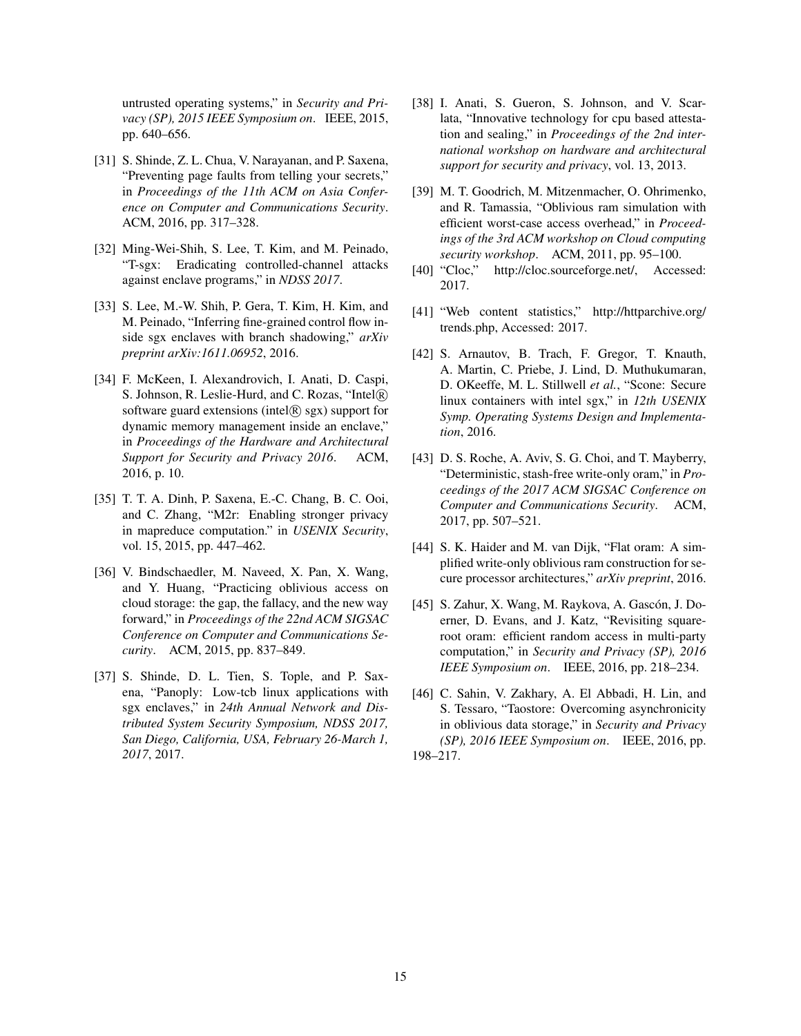untrusted operating systems," in *Security and Privacy (SP), 2015 IEEE Symposium on*. IEEE, 2015, pp. 640–656.

[31] S. Shinde, Z. L. Chua, V. Narayanan, and P. Saxena, "Preventing page faults from telling your secrets," in *Proceedings of the 11th ACM on Asia Conference on Computer and Communications Security*. ACM, 2016, pp. 317–328.

[32] Ming-Wei-Shih, S. Lee, T. Kim, and M. Peinado, "T-sgx: Eradicating controlled-channel attacks against enclave programs," in *NDSS 2017*.

[33] S. Lee, M.-W. Shih, P. Gera, T. Kim, H. Kim, and M. Peinado, "Inferring fine-grained control flow inside sgx enclaves with branch shadowing," *arXiv preprint arXiv:1611.06952*, 2016.

[34] F. McKeen, I. Alexandrovich, I. Anati, D. Caspi, S. Johnson, R. Leslie-Hurd, and C. Rozas, "Intel® software guard extensions (intel® sgx) support for dynamic memory management inside an enclave," in *Proceedings of the Hardware and Architectural Support for Security and Privacy 2016*. ACM, 2016, p. 10.

[35] T. T. A. Dinh, P. Saxena, E.-C. Chang, B. C. Ooi, and C. Zhang, "M2r: Enabling stronger privacy in mapreduce computation." in *USENIX Security*, vol. 15, 2015, pp. 447–462.

[36] V. Bindschaedler, M. Naveed, X. Pan, X. Wang, and Y. Huang, "Practicing oblivious access on cloud storage: the gap, the fallacy, and the new way forward," in *Proceedings of the 22nd ACM SIGSAC Conference on Computer and Communications Security*. ACM, 2015, pp. 837–849.

[37] S. Shinde, D. L. Tien, S. Tople, and P. Saxena, "Panoply: Low-tcb linux applications with sgx enclaves," in *24th Annual Network and Distributed System Security Symposium, NDSS 2017, San Diego, California, USA, February 26-March 1, 2017*, 2017.

[38] I. Anati, S. Gueron, S. Johnson, and V. Scarlata, "Innovative technology for cpu based attestation and sealing," in *Proceedings of the 2nd international workshop on hardware and architectural support for security and privacy*, vol. 13, 2013.

[39] M. T. Goodrich, M. Mitzenmacher, O. Ohrimenko, and R. Tamassia, "Oblivious ram simulation with efficient worst-case access overhead," in *Proceedings of the 3rd ACM workshop on Cloud computing security workshop*. ACM, 2011, pp. 95–100.

[40] "Cloc," http://cloc.sourceforge.net/, Accessed: 2017.

[41] "Web content statistics," http://httparchive.org/trends.php, Accessed: 2017.

[42] S. Arnautov, B. Trach, F. Gregor, T. Knauth, A. Martin, C. Priebe, J. Lind, D. Muthukumaran, D. OKeeffe, M. L. Stillwell *et al.*, "Scone: Secure linux containers with intel sgx," in *12th USENIX Symp. Operating Systems Design and Implementation*, 2016.

[43] D. S. Roche, A. Aviv, S. G. Choi, and T. Mayberry, "Deterministic, stash-free write-only oram," in *Proceedings of the 2017 ACM SIGSAC Conference on Computer and Communications Security*. ACM, 2017, pp. 507–521.

[44] S. K. Haider and M. van Dijk, "Flat oram: A simplified write-only oblivious ram construction for secure processor architectures," *arXiv preprint*, 2016.

[45] S. Zahur, X. Wang, M. Raykova, A. Gascón, J. Doerner, D. Evans, and J. Katz, "Revisiting square-root oram: efficient random access in multi-party computation," in *Security and Privacy (SP), 2016 IEEE Symposium on*. IEEE, 2016, pp. 218–234.

[46] C. Sahin, V. Zakhary, A. El Abbadi, H. Lin, and S. Tessaro, "Taostore: Overcoming asynchronicity in oblivious data storage," in *Security and Privacy (SP), 2016 IEEE Symposium on*. IEEE, 2016, pp. 198–217.